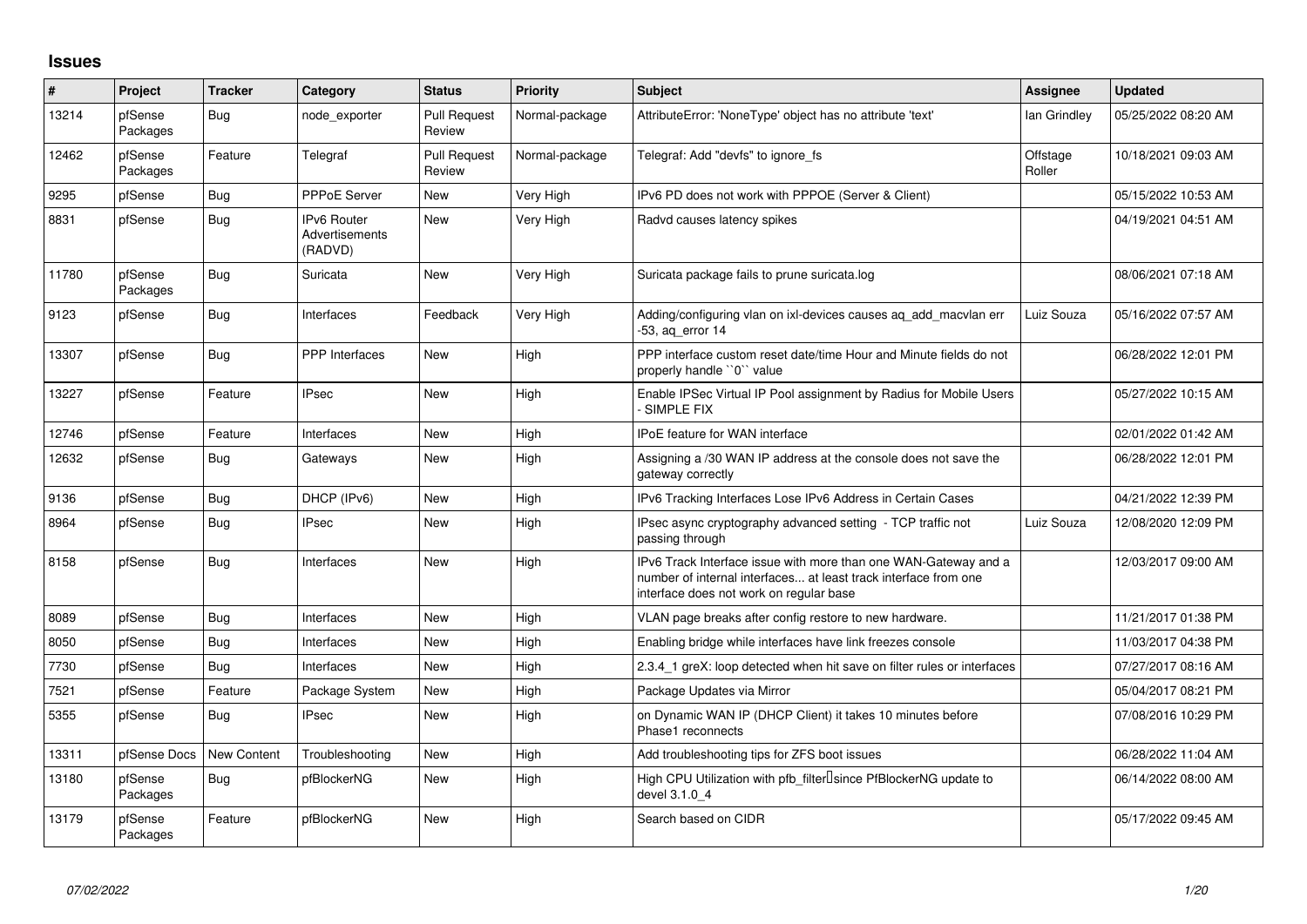## Issues

| # | Project | Tracker | Category | Status | Priority | Subject | Assignee | Updated |
|---|---|---|---|---|---|---|---|---|
| 13214 | pfSense Packages | Bug | node_exporter | Pull Request Review | Normal-package | AttributeError: 'NoneType' object has no attribute 'text' | Ian Grindley | 05/25/2022 08:20 AM |
| 12462 | pfSense Packages | Feature | Telegraf | Pull Request Review | Normal-package | Telegraf: Add "devfs" to ignore_fs | Offstage Roller | 10/18/2021 09:03 AM |
| 9295 | pfSense | Bug | PPPoE Server | New | Very High | IPv6 PD does not work with PPPOE (Server & Client) | | 05/15/2022 10:53 AM |
| 8831 | pfSense | Bug | IPv6 Router Advertisements (RADVD) | New | Very High | Radvd causes latency spikes | | 04/19/2021 04:51 AM |
| 11780 | pfSense Packages | Bug | Suricata | New | Very High | Suricata package fails to prune suricata.log | | 08/06/2021 07:18 AM |
| 9123 | pfSense | Bug | Interfaces | Feedback | Very High | Adding/configuring vlan on ixl-devices causes aq_add_macvlan err -53, aq_error 14 | Luiz Souza | 05/16/2022 07:57 AM |
| 13307 | pfSense | Bug | PPP Interfaces | New | High | PPP interface custom reset date/time Hour and Minute fields do not properly handle ``0`` value | | 06/28/2022 12:01 PM |
| 13227 | pfSense | Feature | IPsec | New | High | Enable IPSec Virtual IP Pool assignment by Radius for Mobile Users - SIMPLE FIX | | 05/27/2022 10:15 AM |
| 12746 | pfSense | Feature | Interfaces | New | High | IPoE feature for WAN interface | | 02/01/2022 01:42 AM |
| 12632 | pfSense | Bug | Gateways | New | High | Assigning a /30 WAN IP address at the console does not save the gateway correctly | | 06/28/2022 12:01 PM |
| 9136 | pfSense | Bug | DHCP (IPv6) | New | High | IPv6 Tracking Interfaces Lose IPv6 Address in Certain Cases | | 04/21/2022 12:39 PM |
| 8964 | pfSense | Bug | IPsec | New | High | IPsec async cryptography advanced setting - TCP traffic not passing through | Luiz Souza | 12/08/2020 12:09 PM |
| 8158 | pfSense | Bug | Interfaces | New | High | IPv6 Track Interface issue with more than one WAN-Gateway and a number of internal interfaces... at least track interface from one interface does not work on regular base | | 12/03/2017 09:00 AM |
| 8089 | pfSense | Bug | Interfaces | New | High | VLAN page breaks after config restore to new hardware. | | 11/21/2017 01:38 PM |
| 8050 | pfSense | Bug | Interfaces | New | High | Enabling bridge while interfaces have link freezes console | | 11/03/2017 04:38 PM |
| 7730 | pfSense | Bug | Interfaces | New | High | 2.3.4_1 greX: loop detected when hit save on filter rules or interfaces | | 07/27/2017 08:16 AM |
| 7521 | pfSense | Feature | Package System | New | High | Package Updates via Mirror | | 05/04/2017 08:21 PM |
| 5355 | pfSense | Bug | IPsec | New | High | on Dynamic WAN IP (DHCP Client) it takes 10 minutes before Phase1 reconnects | | 07/08/2016 10:29 PM |
| 13311 | pfSense Docs | New Content | Troubleshooting | New | High | Add troubleshooting tips for ZFS boot issues | | 06/28/2022 11:04 AM |
| 13180 | pfSense Packages | Bug | pfBlockerNG | New | High | High CPU Utilization with pfb_filter since PfBlockerNG update to devel 3.1.0_4 | | 06/14/2022 08:00 AM |
| 13179 | pfSense Packages | Feature | pfBlockerNG | New | High | Search based on CIDR | | 05/17/2022 09:45 AM |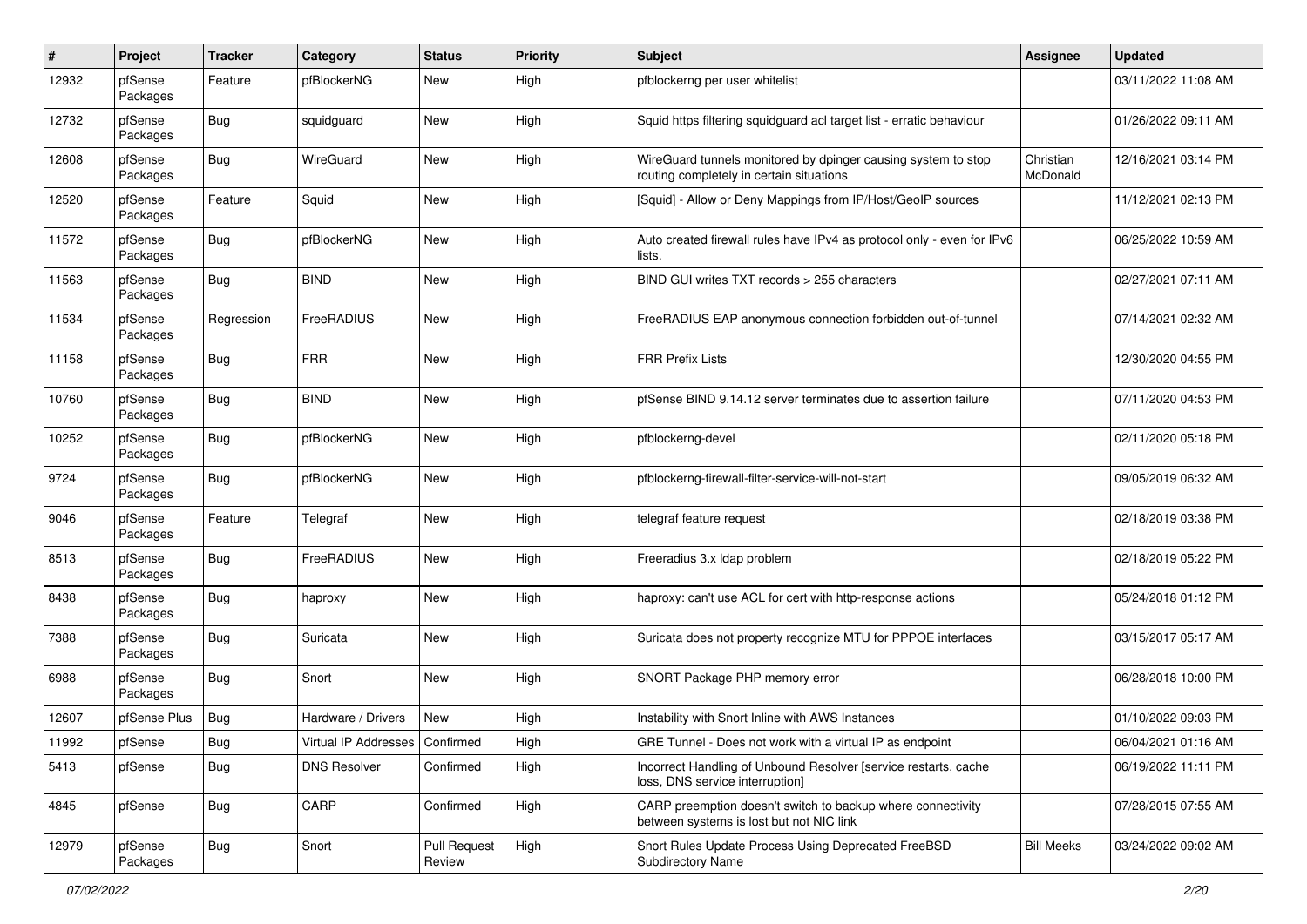| # | Project | Tracker | Category | Status | Priority | Subject | Assignee | Updated |
|---|---|---|---|---|---|---|---|---|
| 12932 | pfSense Packages | Feature | pfBlockerNG | New | High | pfblockerng per user whitelist | | 03/11/2022 11:08 AM |
| 12732 | pfSense Packages | Bug | squidguard | New | High | Squid https filtering squidguard acl target list - erratic behaviour | | 01/26/2022 09:11 AM |
| 12608 | pfSense Packages | Bug | WireGuard | New | High | WireGuard tunnels monitored by dpinger causing system to stop routing completely in certain situations | Christian McDonald | 12/16/2021 03:14 PM |
| 12520 | pfSense Packages | Feature | Squid | New | High | [Squid] - Allow or Deny Mappings from IP/Host/GeoIP sources | | 11/12/2021 02:13 PM |
| 11572 | pfSense Packages | Bug | pfBlockerNG | New | High | Auto created firewall rules have IPv4 as protocol only - even for IPv6 lists. | | 06/25/2022 10:59 AM |
| 11563 | pfSense Packages | Bug | BIND | New | High | BIND GUI writes TXT records > 255 characters | | 02/27/2021 07:11 AM |
| 11534 | pfSense Packages | Regression | FreeRADIUS | New | High | FreeRADIUS EAP anonymous connection forbidden out-of-tunnel | | 07/14/2021 02:32 AM |
| 11158 | pfSense Packages | Bug | FRR | New | High | FRR Prefix Lists | | 12/30/2020 04:55 PM |
| 10760 | pfSense Packages | Bug | BIND | New | High | pfSense BIND 9.14.12 server terminates due to assertion failure | | 07/11/2020 04:53 PM |
| 10252 | pfSense Packages | Bug | pfBlockerNG | New | High | pfblockerng-devel | | 02/11/2020 05:18 PM |
| 9724 | pfSense Packages | Bug | pfBlockerNG | New | High | pfblockerng-firewall-filter-service-will-not-start | | 09/05/2019 06:32 AM |
| 9046 | pfSense Packages | Feature | Telegraf | New | High | telegraf feature request | | 02/18/2019 03:38 PM |
| 8513 | pfSense Packages | Bug | FreeRADIUS | New | High | Freeradius 3.x ldap problem | | 02/18/2019 05:22 PM |
| 8438 | pfSense Packages | Bug | haproxy | New | High | haproxy: can't use ACL for cert with http-response actions | | 05/24/2018 01:12 PM |
| 7388 | pfSense Packages | Bug | Suricata | New | High | Suricata does not property recognize MTU for PPPOE interfaces | | 03/15/2017 05:17 AM |
| 6988 | pfSense Packages | Bug | Snort | New | High | SNORT Package PHP memory error | | 06/28/2018 10:00 PM |
| 12607 | pfSense Plus | Bug | Hardware / Drivers | New | High | Instability with Snort Inline with AWS Instances | | 01/10/2022 09:03 PM |
| 11992 | pfSense | Bug | Virtual IP Addresses | Confirmed | High | GRE Tunnel - Does not work with a virtual IP as endpoint | | 06/04/2021 01:16 AM |
| 5413 | pfSense | Bug | DNS Resolver | Confirmed | High | Incorrect Handling of Unbound Resolver [service restarts, cache loss, DNS service interruption] | | 06/19/2022 11:11 PM |
| 4845 | pfSense | Bug | CARP | Confirmed | High | CARP preemption doesn't switch to backup where connectivity between systems is lost but not NIC link | | 07/28/2015 07:55 AM |
| 12979 | pfSense Packages | Bug | Snort | Pull Request Review | High | Snort Rules Update Process Using Deprecated FreeBSD Subdirectory Name | Bill Meeks | 03/24/2022 09:02 AM |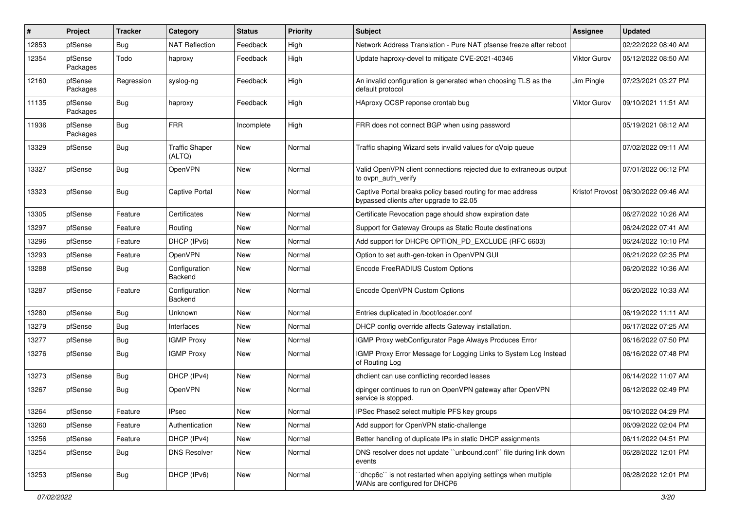| # | Project | Tracker | Category | Status | Priority | Subject | Assignee | Updated |
|---|---|---|---|---|---|---|---|---|
| 12853 | pfSense | Bug | NAT Reflection | Feedback | High | Network Address Translation - Pure NAT pfsense freeze after reboot | | 02/22/2022 08:40 AM |
| 12354 | pfSense Packages | Todo | haproxy | Feedback | High | Update haproxy-devel to mitigate CVE-2021-40346 | Viktor Gurov | 05/12/2022 08:50 AM |
| 12160 | pfSense Packages | Regression | syslog-ng | Feedback | High | An invalid configuration is generated when choosing TLS as the default protocol | Jim Pingle | 07/23/2021 03:27 PM |
| 11135 | pfSense Packages | Bug | haproxy | Feedback | High | HAproxy OCSP reponse crontab bug | Viktor Gurov | 09/10/2021 11:51 AM |
| 11936 | pfSense Packages | Bug | FRR | Incomplete | High | FRR does not connect BGP when using password | | 05/19/2021 08:12 AM |
| 13329 | pfSense | Bug | Traffic Shaper (ALTQ) | New | Normal | Traffic shaping Wizard sets invalid values for qVoip queue | | 07/02/2022 09:11 AM |
| 13327 | pfSense | Bug | OpenVPN | New | Normal | Valid OpenVPN client connections rejected due to extraneous output to ovpn_auth_verify | | 07/01/2022 06:12 PM |
| 13323 | pfSense | Bug | Captive Portal | New | Normal | Captive Portal breaks policy based routing for mac address bypassed clients after upgrade to 22.05 | Kristof Provost | 06/30/2022 09:46 AM |
| 13305 | pfSense | Feature | Certificates | New | Normal | Certificate Revocation page should show expiration date | | 06/27/2022 10:26 AM |
| 13297 | pfSense | Feature | Routing | New | Normal | Support for Gateway Groups as Static Route destinations | | 06/24/2022 07:41 AM |
| 13296 | pfSense | Feature | DHCP (IPv6) | New | Normal | Add support for DHCP6 OPTION_PD_EXCLUDE (RFC 6603) | | 06/24/2022 10:10 PM |
| 13293 | pfSense | Feature | OpenVPN | New | Normal | Option to set auth-gen-token in OpenVPN GUI | | 06/21/2022 02:35 PM |
| 13288 | pfSense | Bug | Configuration Backend | New | Normal | Encode FreeRADIUS Custom Options | | 06/20/2022 10:36 AM |
| 13287 | pfSense | Feature | Configuration Backend | New | Normal | Encode OpenVPN Custom Options | | 06/20/2022 10:33 AM |
| 13280 | pfSense | Bug | Unknown | New | Normal | Entries duplicated in /boot/loader.conf | | 06/19/2022 11:11 AM |
| 13279 | pfSense | Bug | Interfaces | New | Normal | DHCP config override affects Gateway installation. | | 06/17/2022 07:25 AM |
| 13277 | pfSense | Bug | IGMP Proxy | New | Normal | IGMP Proxy webConfigurator Page Always Produces Error | | 06/16/2022 07:50 PM |
| 13276 | pfSense | Bug | IGMP Proxy | New | Normal | IGMP Proxy Error Message for Logging Links to System Log Instead of Routing Log | | 06/16/2022 07:48 PM |
| 13273 | pfSense | Bug | DHCP (IPv4) | New | Normal | dhclient can use conflicting recorded leases | | 06/14/2022 11:07 AM |
| 13267 | pfSense | Bug | OpenVPN | New | Normal | dpinger continues to run on OpenVPN gateway after OpenVPN service is stopped. | | 06/12/2022 02:49 PM |
| 13264 | pfSense | Feature | IPsec | New | Normal | IPSec Phase2 select multiple PFS key groups | | 06/10/2022 04:29 PM |
| 13260 | pfSense | Feature | Authentication | New | Normal | Add support for OpenVPN static-challenge | | 06/09/2022 02:04 PM |
| 13256 | pfSense | Feature | DHCP (IPv4) | New | Normal | Better handling of duplicate IPs in static DHCP assignments | | 06/11/2022 04:51 PM |
| 13254 | pfSense | Bug | DNS Resolver | New | Normal | DNS resolver does not update ``unbound.conf`` file during link down events | | 06/28/2022 12:01 PM |
| 13253 | pfSense | Bug | DHCP (IPv6) | New | Normal | ``dhcp6c`` is not restarted when applying settings when multiple WANs are configured for DHCP6 | | 06/28/2022 12:01 PM |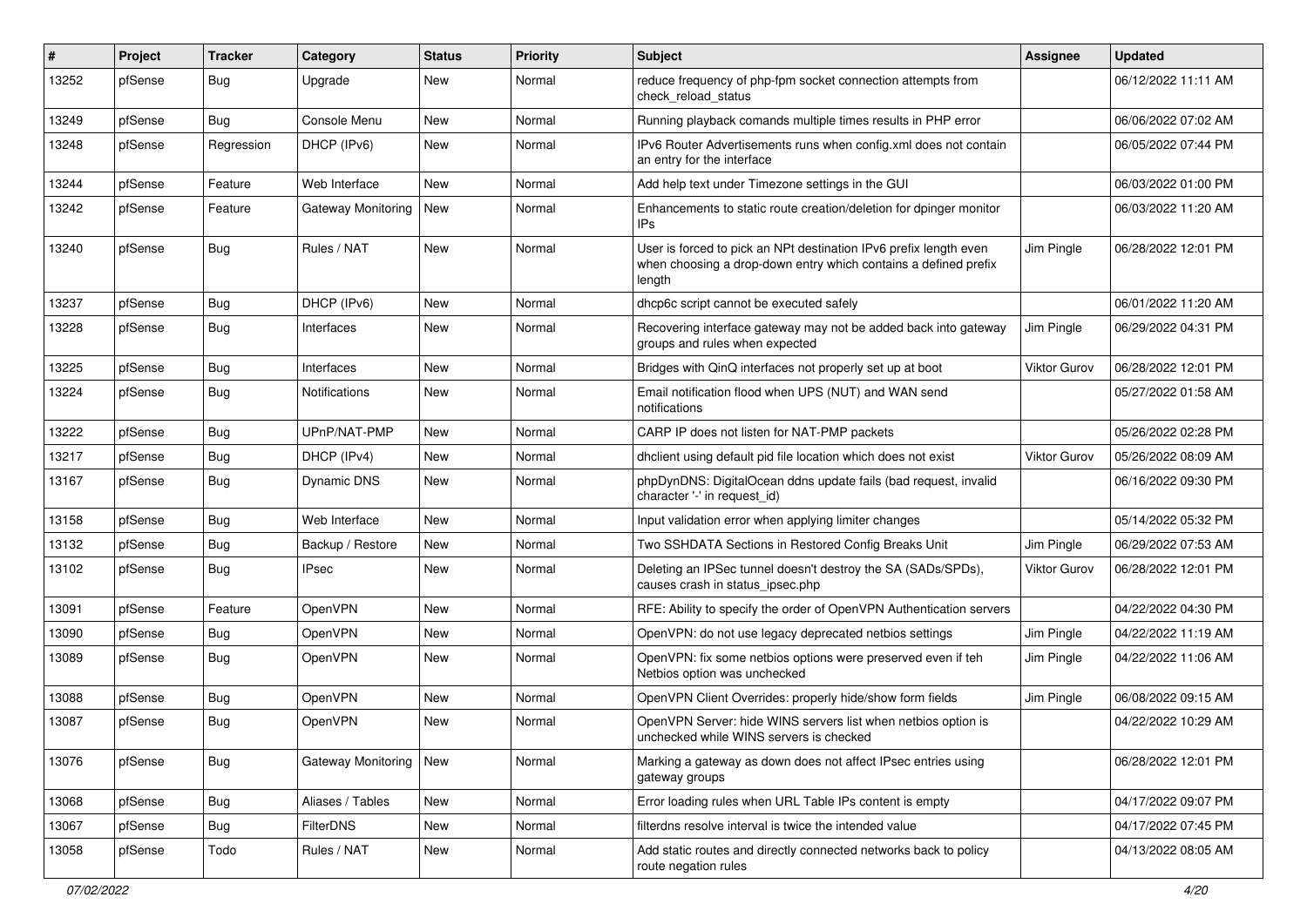| # | Project | Tracker | Category | Status | Priority | Subject | Assignee | Updated |
|---|---|---|---|---|---|---|---|---|
| 13252 | pfSense | Bug | Upgrade | New | Normal | reduce frequency of php-fpm socket connection attempts from check_reload_status | | 06/12/2022 11:11 AM |
| 13249 | pfSense | Bug | Console Menu | New | Normal | Running playback comands multiple times results in PHP error | | 06/06/2022 07:02 AM |
| 13248 | pfSense | Regression | DHCP (IPv6) | New | Normal | IPv6 Router Advertisements runs when config.xml does not contain an entry for the interface | | 06/05/2022 07:44 PM |
| 13244 | pfSense | Feature | Web Interface | New | Normal | Add help text under Timezone settings in the GUI | | 06/03/2022 01:00 PM |
| 13242 | pfSense | Feature | Gateway Monitoring | New | Normal | Enhancements to static route creation/deletion for dpinger monitor IPs | | 06/03/2022 11:20 AM |
| 13240 | pfSense | Bug | Rules / NAT | New | Normal | User is forced to pick an NPt destination IPv6 prefix length even when choosing a drop-down entry which contains a defined prefix length | Jim Pingle | 06/28/2022 12:01 PM |
| 13237 | pfSense | Bug | DHCP (IPv6) | New | Normal | dhcp6c script cannot be executed safely | | 06/01/2022 11:20 AM |
| 13228 | pfSense | Bug | Interfaces | New | Normal | Recovering interface gateway may not be added back into gateway groups and rules when expected | Jim Pingle | 06/29/2022 04:31 PM |
| 13225 | pfSense | Bug | Interfaces | New | Normal | Bridges with QinQ interfaces not properly set up at boot | Viktor Gurov | 06/28/2022 12:01 PM |
| 13224 | pfSense | Bug | Notifications | New | Normal | Email notification flood when UPS (NUT) and WAN send notifications | | 05/27/2022 01:58 AM |
| 13222 | pfSense | Bug | UPnP/NAT-PMP | New | Normal | CARP IP does not listen for NAT-PMP packets | | 05/26/2022 02:28 PM |
| 13217 | pfSense | Bug | DHCP (IPv4) | New | Normal | dhclient using default pid file location which does not exist | Viktor Gurov | 05/26/2022 08:09 AM |
| 13167 | pfSense | Bug | Dynamic DNS | New | Normal | phpDynDNS: DigitalOcean ddns update fails (bad request, invalid character '-' in request_id) | | 06/16/2022 09:30 PM |
| 13158 | pfSense | Bug | Web Interface | New | Normal | Input validation error when applying limiter changes | | 05/14/2022 05:32 PM |
| 13132 | pfSense | Bug | Backup / Restore | New | Normal | Two SSHDATA Sections in Restored Config Breaks Unit | Jim Pingle | 06/29/2022 07:53 AM |
| 13102 | pfSense | Bug | IPsec | New | Normal | Deleting an IPSec tunnel doesn't destroy the SA (SADs/SPDs), causes crash in status_ipsec.php | Viktor Gurov | 06/28/2022 12:01 PM |
| 13091 | pfSense | Feature | OpenVPN | New | Normal | RFE: Ability to specify the order of OpenVPN Authentication servers | | 04/22/2022 04:30 PM |
| 13090 | pfSense | Bug | OpenVPN | New | Normal | OpenVPN: do not use legacy deprecated netbios settings | Jim Pingle | 04/22/2022 11:19 AM |
| 13089 | pfSense | Bug | OpenVPN | New | Normal | OpenVPN: fix some netbios options were preserved even if teh Netbios option was unchecked | Jim Pingle | 04/22/2022 11:06 AM |
| 13088 | pfSense | Bug | OpenVPN | New | Normal | OpenVPN Client Overrides: properly hide/show form fields | Jim Pingle | 06/08/2022 09:15 AM |
| 13087 | pfSense | Bug | OpenVPN | New | Normal | OpenVPN Server: hide WINS servers list when netbios option is unchecked while WINS servers is checked | | 04/22/2022 10:29 AM |
| 13076 | pfSense | Bug | Gateway Monitoring | New | Normal | Marking a gateway as down does not affect IPsec entries using gateway groups | | 06/28/2022 12:01 PM |
| 13068 | pfSense | Bug | Aliases / Tables | New | Normal | Error loading rules when URL Table IPs content is empty | | 04/17/2022 09:07 PM |
| 13067 | pfSense | Bug | FilterDNS | New | Normal | filterdns resolve interval is twice the intended value | | 04/17/2022 07:45 PM |
| 13058 | pfSense | Todo | Rules / NAT | New | Normal | Add static routes and directly connected networks back to policy route negation rules | | 04/13/2022 08:05 AM |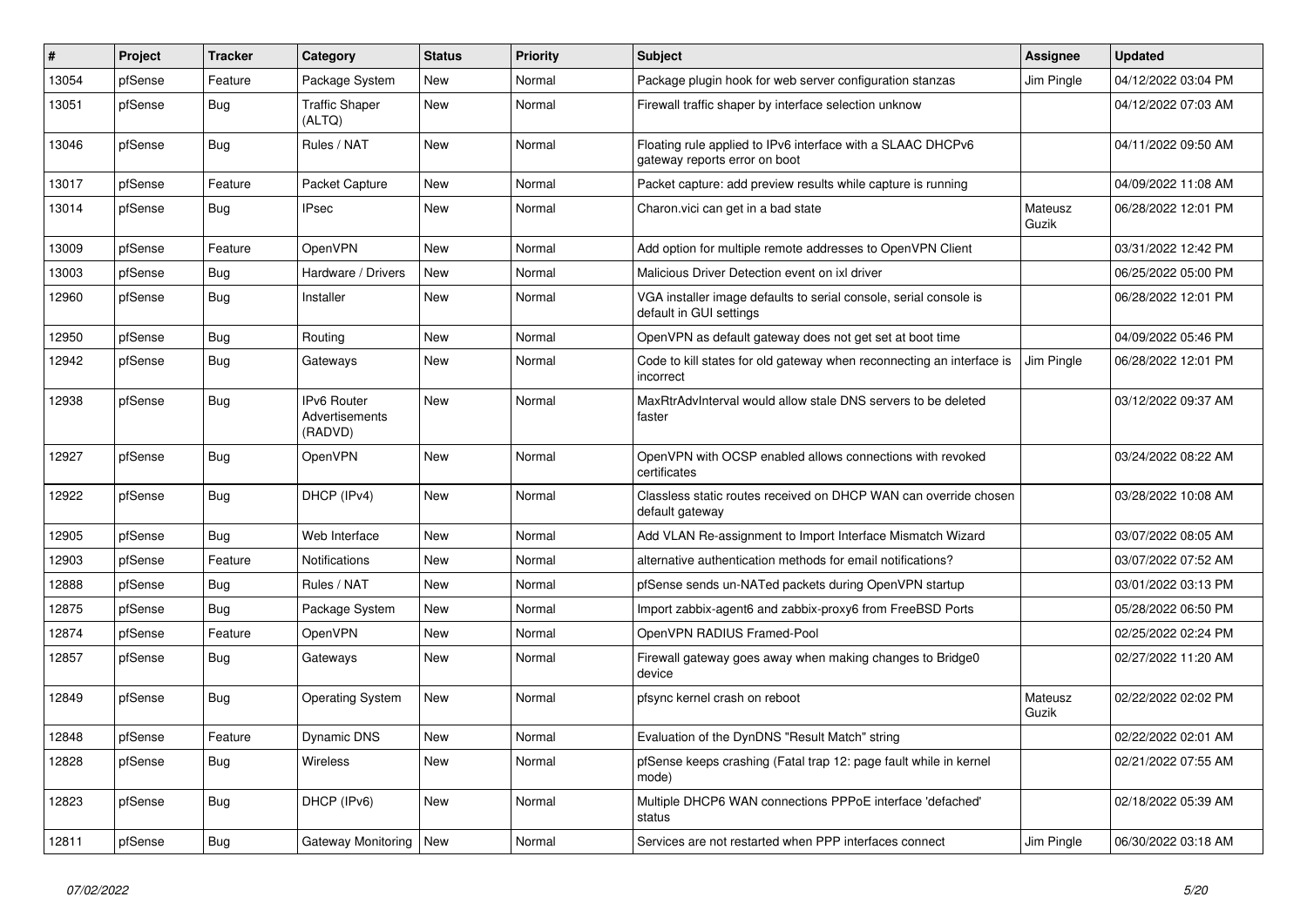| # | Project | Tracker | Category | Status | Priority | Subject | Assignee | Updated |
|---|---|---|---|---|---|---|---|---|
| 13054 | pfSense | Feature | Package System | New | Normal | Package plugin hook for web server configuration stanzas | Jim Pingle | 04/12/2022 03:04 PM |
| 13051 | pfSense | Bug | Traffic Shaper (ALTQ) | New | Normal | Firewall traffic shaper by interface selection unknow | | 04/12/2022 07:03 AM |
| 13046 | pfSense | Bug | Rules / NAT | New | Normal | Floating rule applied to IPv6 interface with a SLAAC DHCPv6 gateway reports error on boot | | 04/11/2022 09:50 AM |
| 13017 | pfSense | Feature | Packet Capture | New | Normal | Packet capture: add preview results while capture is running | | 04/09/2022 11:08 AM |
| 13014 | pfSense | Bug | IPsec | New | Normal | Charon.vici can get in a bad state | Mateusz Guzik | 06/28/2022 12:01 PM |
| 13009 | pfSense | Feature | OpenVPN | New | Normal | Add option for multiple remote addresses to OpenVPN Client | | 03/31/2022 12:42 PM |
| 13003 | pfSense | Bug | Hardware / Drivers | New | Normal | Malicious Driver Detection event on ixl driver | | 06/25/2022 05:00 PM |
| 12960 | pfSense | Bug | Installer | New | Normal | VGA installer image defaults to serial console, serial console is default in GUI settings | | 06/28/2022 12:01 PM |
| 12950 | pfSense | Bug | Routing | New | Normal | OpenVPN as default gateway does not get set at boot time | | 04/09/2022 05:46 PM |
| 12942 | pfSense | Bug | Gateways | New | Normal | Code to kill states for old gateway when reconnecting an interface is incorrect | Jim Pingle | 06/28/2022 12:01 PM |
| 12938 | pfSense | Bug | IPv6 Router Advertisements (RADVD) | New | Normal | MaxRtrAdvInterval would allow stale DNS servers to be deleted faster | | 03/12/2022 09:37 AM |
| 12927 | pfSense | Bug | OpenVPN | New | Normal | OpenVPN with OCSP enabled allows connections with revoked certificates | | 03/24/2022 08:22 AM |
| 12922 | pfSense | Bug | DHCP (IPv4) | New | Normal | Classless static routes received on DHCP WAN can override chosen default gateway | | 03/28/2022 10:08 AM |
| 12905 | pfSense | Bug | Web Interface | New | Normal | Add VLAN Re-assignment to Import Interface Mismatch Wizard | | 03/07/2022 08:05 AM |
| 12903 | pfSense | Feature | Notifications | New | Normal | alternative authentication methods for email notifications? | | 03/07/2022 07:52 AM |
| 12888 | pfSense | Bug | Rules / NAT | New | Normal | pfSense sends un-NATed packets during OpenVPN startup | | 03/01/2022 03:13 PM |
| 12875 | pfSense | Bug | Package System | New | Normal | Import zabbix-agent6 and zabbix-proxy6 from FreeBSD Ports | | 05/28/2022 06:50 PM |
| 12874 | pfSense | Feature | OpenVPN | New | Normal | OpenVPN RADIUS Framed-Pool | | 02/25/2022 02:24 PM |
| 12857 | pfSense | Bug | Gateways | New | Normal | Firewall gateway goes away when making changes to Bridge0 device | | 02/27/2022 11:20 AM |
| 12849 | pfSense | Bug | Operating System | New | Normal | pfsync kernel crash on reboot | Mateusz Guzik | 02/22/2022 02:02 PM |
| 12848 | pfSense | Feature | Dynamic DNS | New | Normal | Evaluation of the DynDNS "Result Match" string | | 02/22/2022 02:01 AM |
| 12828 | pfSense | Bug | Wireless | New | Normal | pfSense keeps crashing (Fatal trap 12: page fault while in kernel mode) | | 02/21/2022 07:55 AM |
| 12823 | pfSense | Bug | DHCP (IPv6) | New | Normal | Multiple DHCP6 WAN connections PPPoE interface 'defached' status | | 02/18/2022 05:39 AM |
| 12811 | pfSense | Bug | Gateway Monitoring | New | Normal | Services are not restarted when PPP interfaces connect | Jim Pingle | 06/30/2022 03:18 AM |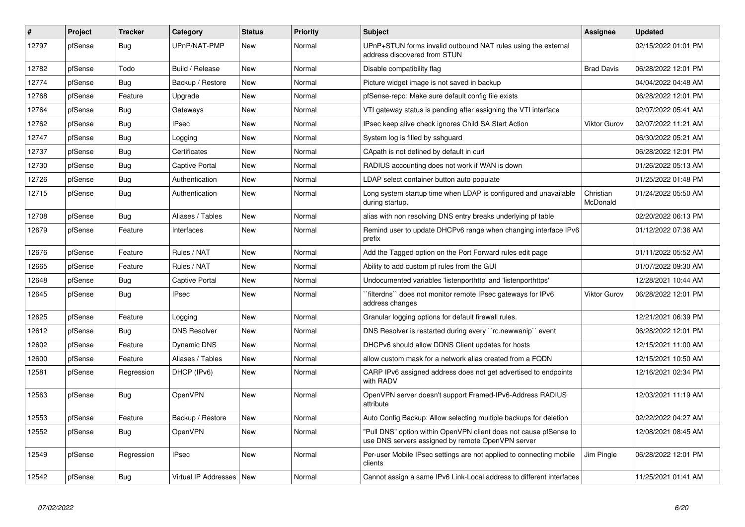| # | Project | Tracker | Category | Status | Priority | Subject | Assignee | Updated |
|---|---|---|---|---|---|---|---|---|
| 12797 | pfSense | Bug | UPnP/NAT-PMP | New | Normal | UPnP+STUN forms invalid outbound NAT rules using the external address discovered from STUN | | 02/15/2022 01:01 PM |
| 12782 | pfSense | Todo | Build / Release | New | Normal | Disable compatibility flag | Brad Davis | 06/28/2022 12:01 PM |
| 12774 | pfSense | Bug | Backup / Restore | New | Normal | Picture widget image is not saved in backup | | 04/04/2022 04:48 AM |
| 12768 | pfSense | Feature | Upgrade | New | Normal | pfSense-repo: Make sure default config file exists | | 06/28/2022 12:01 PM |
| 12764 | pfSense | Bug | Gateways | New | Normal | VTI gateway status is pending after assigning the VTI interface | | 02/07/2022 05:41 AM |
| 12762 | pfSense | Bug | IPsec | New | Normal | IPsec keep alive check ignores Child SA Start Action | Viktor Gurov | 02/07/2022 11:21 AM |
| 12747 | pfSense | Bug | Logging | New | Normal | System log is filled by sshguard | | 06/30/2022 05:21 AM |
| 12737 | pfSense | Bug | Certificates | New | Normal | CApath is not defined by default in curl | | 06/28/2022 12:01 PM |
| 12730 | pfSense | Bug | Captive Portal | New | Normal | RADIUS accounting does not work if WAN is down | | 01/26/2022 05:13 AM |
| 12726 | pfSense | Bug | Authentication | New | Normal | LDAP select container button auto populate | | 01/25/2022 01:48 PM |
| 12715 | pfSense | Bug | Authentication | New | Normal | Long system startup time when LDAP is configured and unavailable during startup. | Christian McDonald | 01/24/2022 05:50 AM |
| 12708 | pfSense | Bug | Aliases / Tables | New | Normal | alias with non resolving DNS entry breaks underlying pf table | | 02/20/2022 06:13 PM |
| 12679 | pfSense | Feature | Interfaces | New | Normal | Remind user to update DHCPv6 range when changing interface IPv6 prefix | | 01/12/2022 07:36 AM |
| 12676 | pfSense | Feature | Rules / NAT | New | Normal | Add the Tagged option on the Port Forward rules edit page | | 01/11/2022 05:52 AM |
| 12665 | pfSense | Feature | Rules / NAT | New | Normal | Ability to add custom pf rules from the GUI | | 01/07/2022 09:30 AM |
| 12648 | pfSense | Bug | Captive Portal | New | Normal | Undocumented variables 'listenporthttp' and 'listenporthttps' | | 12/28/2021 10:44 AM |
| 12645 | pfSense | Bug | IPsec | New | Normal | ``filterdns`` does not monitor remote IPsec gateways for IPv6 address changes | Viktor Gurov | 06/28/2022 12:01 PM |
| 12625 | pfSense | Feature | Logging | New | Normal | Granular logging options for default firewall rules. | | 12/21/2021 06:39 PM |
| 12612 | pfSense | Bug | DNS Resolver | New | Normal | DNS Resolver is restarted during every ``rc.newwanip`` event | | 06/28/2022 12:01 PM |
| 12602 | pfSense | Feature | Dynamic DNS | New | Normal | DHCPv6 should allow DDNS Client updates for hosts | | 12/15/2021 11:00 AM |
| 12600 | pfSense | Feature | Aliases / Tables | New | Normal | allow custom mask for a network alias created from a FQDN | | 12/15/2021 10:50 AM |
| 12581 | pfSense | Regression | DHCP (IPv6) | New | Normal | CARP IPv6 assigned address does not get advertised to endpoints with RADV | | 12/16/2021 02:34 PM |
| 12563 | pfSense | Bug | OpenVPN | New | Normal | OpenVPN server doesn't support Framed-IPv6-Address RADIUS attribute | | 12/03/2021 11:19 AM |
| 12553 | pfSense | Feature | Backup / Restore | New | Normal | Auto Config Backup: Allow selecting multiple backups for deletion | | 02/22/2022 04:27 AM |
| 12552 | pfSense | Bug | OpenVPN | New | Normal | "Pull DNS" option within OpenVPN client does not cause pfSense to use DNS servers assigned by remote OpenVPN server | | 12/08/2021 08:45 AM |
| 12549 | pfSense | Regression | IPsec | New | Normal | Per-user Mobile IPsec settings are not applied to connecting mobile clients | Jim Pingle | 06/28/2022 12:01 PM |
| 12542 | pfSense | Bug | Virtual IP Addresses | New | Normal | Cannot assign a same IPv6 Link-Local address to different interfaces | | 11/25/2021 01:41 AM |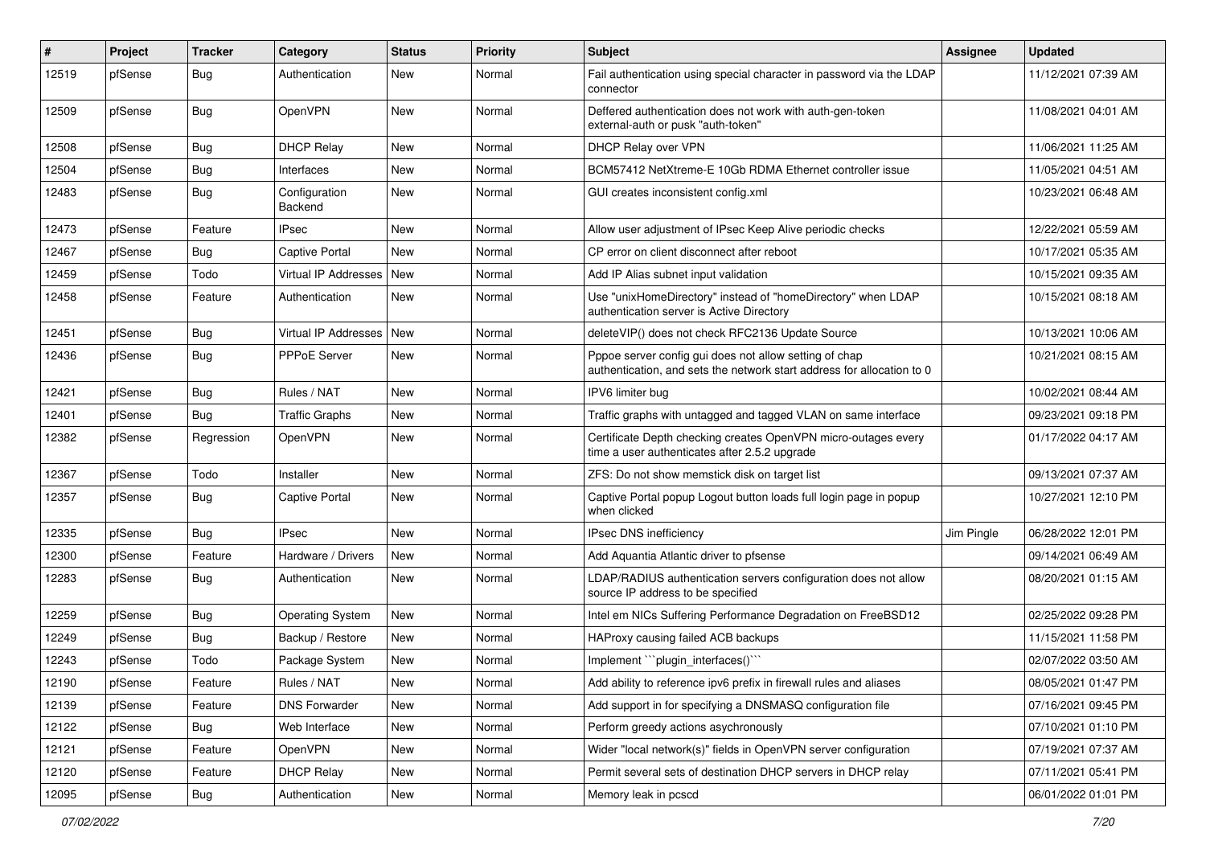| # | Project | Tracker | Category | Status | Priority | Subject | Assignee | Updated |
|---|---|---|---|---|---|---|---|---|
| 12519 | pfSense | Bug | Authentication | New | Normal | Fail authentication using special character in password via the LDAP connector | | 11/12/2021 07:39 AM |
| 12509 | pfSense | Bug | OpenVPN | New | Normal | Deffered authentication does not work with auth-gen-token external-auth or pusk "auth-token" | | 11/08/2021 04:01 AM |
| 12508 | pfSense | Bug | DHCP Relay | New | Normal | DHCP Relay over VPN | | 11/06/2021 11:25 AM |
| 12504 | pfSense | Bug | Interfaces | New | Normal | BCM57412 NetXtreme-E 10Gb RDMA Ethernet controller issue | | 11/05/2021 04:51 AM |
| 12483 | pfSense | Bug | Configuration Backend | New | Normal | GUI creates inconsistent config.xml | | 10/23/2021 06:48 AM |
| 12473 | pfSense | Feature | IPsec | New | Normal | Allow user adjustment of IPsec Keep Alive periodic checks | | 12/22/2021 05:59 AM |
| 12467 | pfSense | Bug | Captive Portal | New | Normal | CP error on client disconnect after reboot | | 10/17/2021 05:35 AM |
| 12459 | pfSense | Todo | Virtual IP Addresses | New | Normal | Add IP Alias subnet input validation | | 10/15/2021 09:35 AM |
| 12458 | pfSense | Feature | Authentication | New | Normal | Use "unixHomeDirectory" instead of "homeDirectory" when LDAP authentication server is Active Directory | | 10/15/2021 08:18 AM |
| 12451 | pfSense | Bug | Virtual IP Addresses | New | Normal | deleteVIP() does not check RFC2136 Update Source | | 10/13/2021 10:06 AM |
| 12436 | pfSense | Bug | PPPoE Server | New | Normal | Pppoe server config gui does not allow setting of chap authentication, and sets the network start address for allocation to 0 | | 10/21/2021 08:15 AM |
| 12421 | pfSense | Bug | Rules / NAT | New | Normal | IPV6 limiter bug | | 10/02/2021 08:44 AM |
| 12401 | pfSense | Bug | Traffic Graphs | New | Normal | Traffic graphs with untagged and tagged VLAN on same interface | | 09/23/2021 09:18 PM |
| 12382 | pfSense | Regression | OpenVPN | New | Normal | Certificate Depth checking creates OpenVPN micro-outages every time a user authenticates after 2.5.2 upgrade | | 01/17/2022 04:17 AM |
| 12367 | pfSense | Todo | Installer | New | Normal | ZFS: Do not show memstick disk on target list | | 09/13/2021 07:37 AM |
| 12357 | pfSense | Bug | Captive Portal | New | Normal | Captive Portal popup Logout button loads full login page in popup when clicked | | 10/27/2021 12:10 PM |
| 12335 | pfSense | Bug | IPsec | New | Normal | IPsec DNS inefficiency | Jim Pingle | 06/28/2022 12:01 PM |
| 12300 | pfSense | Feature | Hardware / Drivers | New | Normal | Add Aquantia Atlantic driver to pfsense | | 09/14/2021 06:49 AM |
| 12283 | pfSense | Bug | Authentication | New | Normal | LDAP/RADIUS authentication servers configuration does not allow source IP address to be specified | | 08/20/2021 01:15 AM |
| 12259 | pfSense | Bug | Operating System | New | Normal | Intel em NICs Suffering Performance Degradation on FreeBSD12 | | 02/25/2022 09:28 PM |
| 12249 | pfSense | Bug | Backup / Restore | New | Normal | HAProxy causing failed ACB backups | | 11/15/2021 11:58 PM |
| 12243 | pfSense | Todo | Package System | New | Normal | Implement ```plugin_interfaces()``` | | 02/07/2022 03:50 AM |
| 12190 | pfSense | Feature | Rules / NAT | New | Normal | Add ability to reference ipv6 prefix in firewall rules and aliases | | 08/05/2021 01:47 PM |
| 12139 | pfSense | Feature | DNS Forwarder | New | Normal | Add support in for specifying a DNSMASQ configuration file | | 07/16/2021 09:45 PM |
| 12122 | pfSense | Bug | Web Interface | New | Normal | Perform greedy actions asychronously | | 07/10/2021 01:10 PM |
| 12121 | pfSense | Feature | OpenVPN | New | Normal | Wider "local network(s)" fields in OpenVPN server configuration | | 07/19/2021 07:37 AM |
| 12120 | pfSense | Feature | DHCP Relay | New | Normal | Permit several sets of destination DHCP servers in DHCP relay | | 07/11/2021 05:41 PM |
| 12095 | pfSense | Bug | Authentication | New | Normal | Memory leak in pcscd | | 06/01/2022 01:01 PM |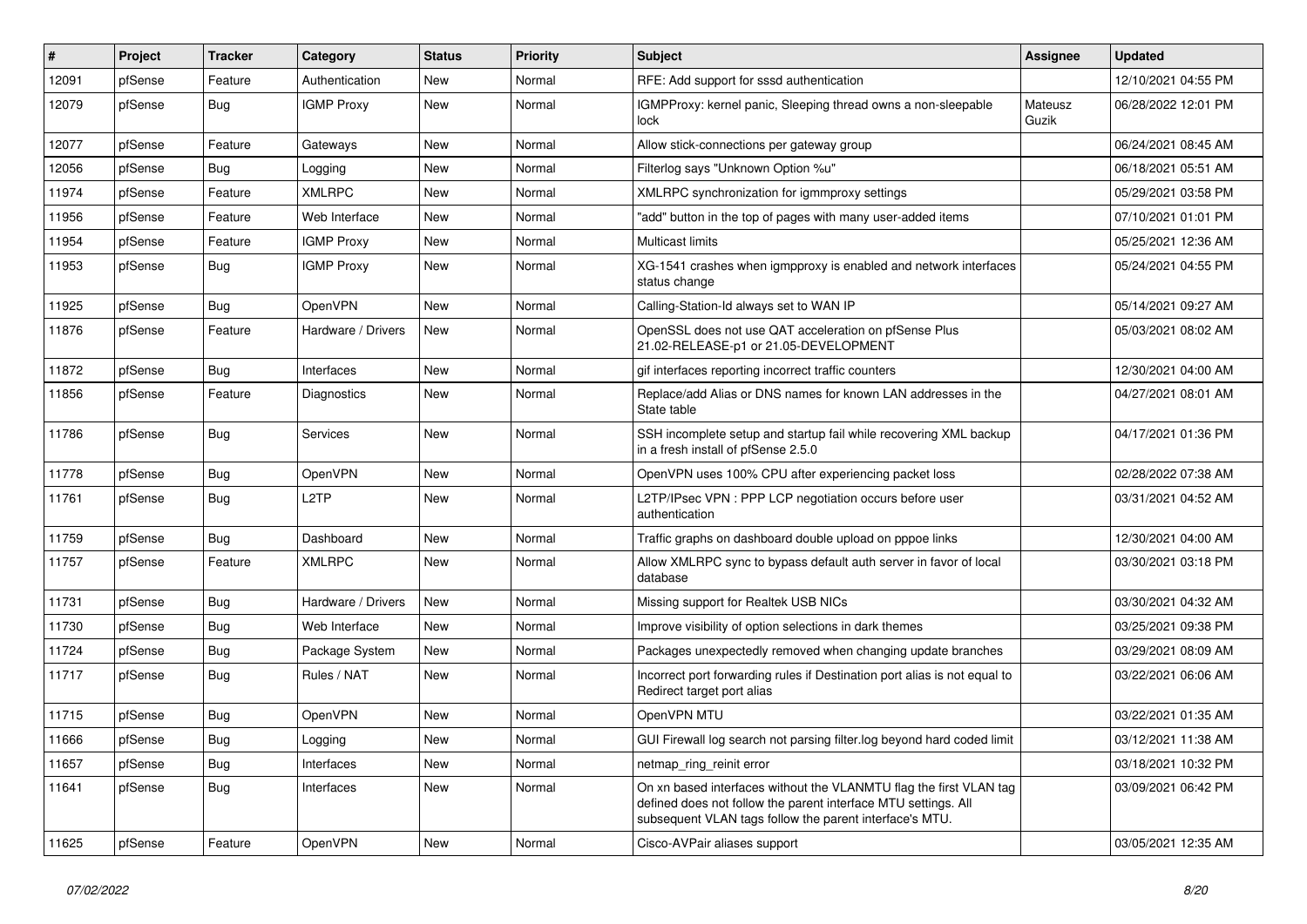| # | Project | Tracker | Category | Status | Priority | Subject | Assignee | Updated |
|---|---|---|---|---|---|---|---|---|
| 12091 | pfSense | Feature | Authentication | New | Normal | RFE: Add support for sssd authentication | | 12/10/2021 04:55 PM |
| 12079 | pfSense | Bug | IGMP Proxy | New | Normal | IGMPProxy: kernel panic, Sleeping thread owns a non-sleepable lock | Mateusz Guzik | 06/28/2022 12:01 PM |
| 12077 | pfSense | Feature | Gateways | New | Normal | Allow stick-connections per gateway group | | 06/24/2021 08:45 AM |
| 12056 | pfSense | Bug | Logging | New | Normal | Filterlog says "Unknown Option %u" | | 06/18/2021 05:51 AM |
| 11974 | pfSense | Feature | XMLRPC | New | Normal | XMLRPC synchronization for igmmproxy settings | | 05/29/2021 03:58 PM |
| 11956 | pfSense | Feature | Web Interface | New | Normal | "add" button in the top of pages with many user-added items | | 07/10/2021 01:01 PM |
| 11954 | pfSense | Feature | IGMP Proxy | New | Normal | Multicast limits | | 05/25/2021 12:36 AM |
| 11953 | pfSense | Bug | IGMP Proxy | New | Normal | XG-1541 crashes when igmpproxy is enabled and network interfaces status change | | 05/24/2021 04:55 PM |
| 11925 | pfSense | Bug | OpenVPN | New | Normal | Calling-Station-Id always set to WAN IP | | 05/14/2021 09:27 AM |
| 11876 | pfSense | Feature | Hardware / Drivers | New | Normal | OpenSSL does not use QAT acceleration on pfSense Plus 21.02-RELEASE-p1 or 21.05-DEVELOPMENT | | 05/03/2021 08:02 AM |
| 11872 | pfSense | Bug | Interfaces | New | Normal | gif interfaces reporting incorrect traffic counters | | 12/30/2021 04:00 AM |
| 11856 | pfSense | Feature | Diagnostics | New | Normal | Replace/add Alias or DNS names for known LAN addresses in the State table | | 04/27/2021 08:01 AM |
| 11786 | pfSense | Bug | Services | New | Normal | SSH incomplete setup and startup fail while recovering XML backup in a fresh install of pfSense 2.5.0 | | 04/17/2021 01:36 PM |
| 11778 | pfSense | Bug | OpenVPN | New | Normal | OpenVPN uses 100% CPU after experiencing packet loss | | 02/28/2022 07:38 AM |
| 11761 | pfSense | Bug | L2TP | New | Normal | L2TP/IPsec VPN : PPP LCP negotiation occurs before user authentication | | 03/31/2021 04:52 AM |
| 11759 | pfSense | Bug | Dashboard | New | Normal | Traffic graphs on dashboard double upload on pppoe links | | 12/30/2021 04:00 AM |
| 11757 | pfSense | Feature | XMLRPC | New | Normal | Allow XMLRPC sync to bypass default auth server in favor of local database | | 03/30/2021 03:18 PM |
| 11731 | pfSense | Bug | Hardware / Drivers | New | Normal | Missing support for Realtek USB NICs | | 03/30/2021 04:32 AM |
| 11730 | pfSense | Bug | Web Interface | New | Normal | Improve visibility of option selections in dark themes | | 03/25/2021 09:38 PM |
| 11724 | pfSense | Bug | Package System | New | Normal | Packages unexpectedly removed when changing update branches | | 03/29/2021 08:09 AM |
| 11717 | pfSense | Bug | Rules / NAT | New | Normal | Incorrect port forwarding rules if Destination port alias is not equal to Redirect target port alias | | 03/22/2021 06:06 AM |
| 11715 | pfSense | Bug | OpenVPN | New | Normal | OpenVPN MTU | | 03/22/2021 01:35 AM |
| 11666 | pfSense | Bug | Logging | New | Normal | GUI Firewall log search not parsing filter.log beyond hard coded limit | | 03/12/2021 11:38 AM |
| 11657 | pfSense | Bug | Interfaces | New | Normal | netmap_ring_reinit error | | 03/18/2021 10:32 PM |
| 11641 | pfSense | Bug | Interfaces | New | Normal | On xn based interfaces without the VLANMTU flag the first VLAN tag defined does not follow the parent interface MTU settings. All subsequent VLAN tags follow the parent interface's MTU. | | 03/09/2021 06:42 PM |
| 11625 | pfSense | Feature | OpenVPN | New | Normal | Cisco-AVPair aliases support | | 03/05/2021 12:35 AM |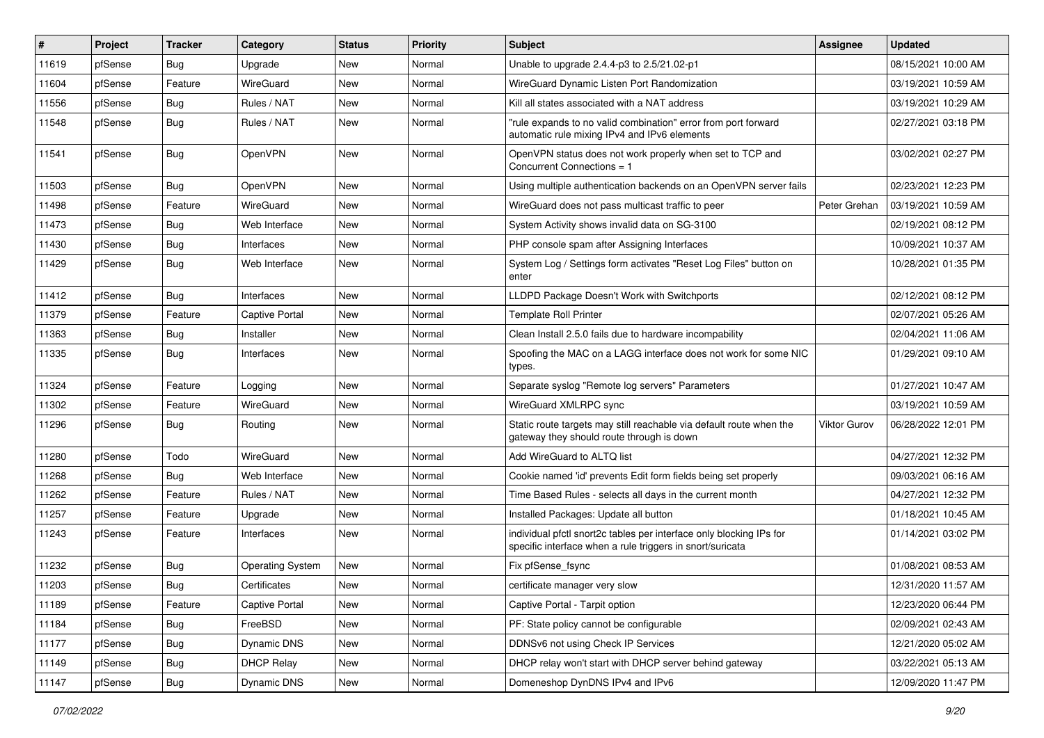| # | Project | Tracker | Category | Status | Priority | Subject | Assignee | Updated |
|---|---|---|---|---|---|---|---|---|
| 11619 | pfSense | Bug | Upgrade | New | Normal | Unable to upgrade 2.4.4-p3 to 2.5/21.02-p1 | | 08/15/2021 10:00 AM |
| 11604 | pfSense | Feature | WireGuard | New | Normal | WireGuard Dynamic Listen Port Randomization | | 03/19/2021 10:59 AM |
| 11556 | pfSense | Bug | Rules / NAT | New | Normal | Kill all states associated with a NAT address | | 03/19/2021 10:29 AM |
| 11548 | pfSense | Bug | Rules / NAT | New | Normal | "rule expands to no valid combination" error from port forward automatic rule mixing IPv4 and IPv6 elements | | 02/27/2021 03:18 PM |
| 11541 | pfSense | Bug | OpenVPN | New | Normal | OpenVPN status does not work properly when set to TCP and Concurrent Connections = 1 | | 03/02/2021 02:27 PM |
| 11503 | pfSense | Bug | OpenVPN | New | Normal | Using multiple authentication backends on an OpenVPN server fails | | 02/23/2021 12:23 PM |
| 11498 | pfSense | Feature | WireGuard | New | Normal | WireGuard does not pass multicast traffic to peer | Peter Grehan | 03/19/2021 10:59 AM |
| 11473 | pfSense | Bug | Web Interface | New | Normal | System Activity shows invalid data on SG-3100 | | 02/19/2021 08:12 PM |
| 11430 | pfSense | Bug | Interfaces | New | Normal | PHP console spam after Assigning Interfaces | | 10/09/2021 10:37 AM |
| 11429 | pfSense | Bug | Web Interface | New | Normal | System Log / Settings form activates "Reset Log Files" button on enter | | 10/28/2021 01:35 PM |
| 11412 | pfSense | Bug | Interfaces | New | Normal | LLDPD Package Doesn't Work with Switchports | | 02/12/2021 08:12 PM |
| 11379 | pfSense | Feature | Captive Portal | New | Normal | Template Roll Printer | | 02/07/2021 05:26 AM |
| 11363 | pfSense | Bug | Installer | New | Normal | Clean Install 2.5.0 fails due to hardware incompability | | 02/04/2021 11:06 AM |
| 11335 | pfSense | Bug | Interfaces | New | Normal | Spoofing the MAC on a LAGG interface does not work for some NIC types. | | 01/29/2021 09:10 AM |
| 11324 | pfSense | Feature | Logging | New | Normal | Separate syslog "Remote log servers" Parameters | | 01/27/2021 10:47 AM |
| 11302 | pfSense | Feature | WireGuard | New | Normal | WireGuard XMLRPC sync | | 03/19/2021 10:59 AM |
| 11296 | pfSense | Bug | Routing | New | Normal | Static route targets may still reachable via default route when the gateway they should route through is down | Viktor Gurov | 06/28/2022 12:01 PM |
| 11280 | pfSense | Todo | WireGuard | New | Normal | Add WireGuard to ALTQ list | | 04/27/2021 12:32 PM |
| 11268 | pfSense | Bug | Web Interface | New | Normal | Cookie named 'id' prevents Edit form fields being set properly | | 09/03/2021 06:16 AM |
| 11262 | pfSense | Feature | Rules / NAT | New | Normal | Time Based Rules - selects all days in the current month | | 04/27/2021 12:32 PM |
| 11257 | pfSense | Feature | Upgrade | New | Normal | Installed Packages: Update all button | | 01/18/2021 10:45 AM |
| 11243 | pfSense | Feature | Interfaces | New | Normal | individual pfctl snort2c tables per interface only blocking IPs for specific interface when a rule triggers in snort/suricata | | 01/14/2021 03:02 PM |
| 11232 | pfSense | Bug | Operating System | New | Normal | Fix pfSense_fsync | | 01/08/2021 08:53 AM |
| 11203 | pfSense | Bug | Certificates | New | Normal | certificate manager very slow | | 12/31/2020 11:57 AM |
| 11189 | pfSense | Feature | Captive Portal | New | Normal | Captive Portal - Tarpit option | | 12/23/2020 06:44 PM |
| 11184 | pfSense | Bug | FreeBSD | New | Normal | PF: State policy cannot be configurable | | 02/09/2021 02:43 AM |
| 11177 | pfSense | Bug | Dynamic DNS | New | Normal | DDNSv6 not using Check IP Services | | 12/21/2020 05:02 AM |
| 11149 | pfSense | Bug | DHCP Relay | New | Normal | DHCP relay won't start with DHCP server behind gateway | | 03/22/2021 05:13 AM |
| 11147 | pfSense | Bug | Dynamic DNS | New | Normal | Domeneshop DynDNS IPv4 and IPv6 | | 12/09/2020 11:47 PM |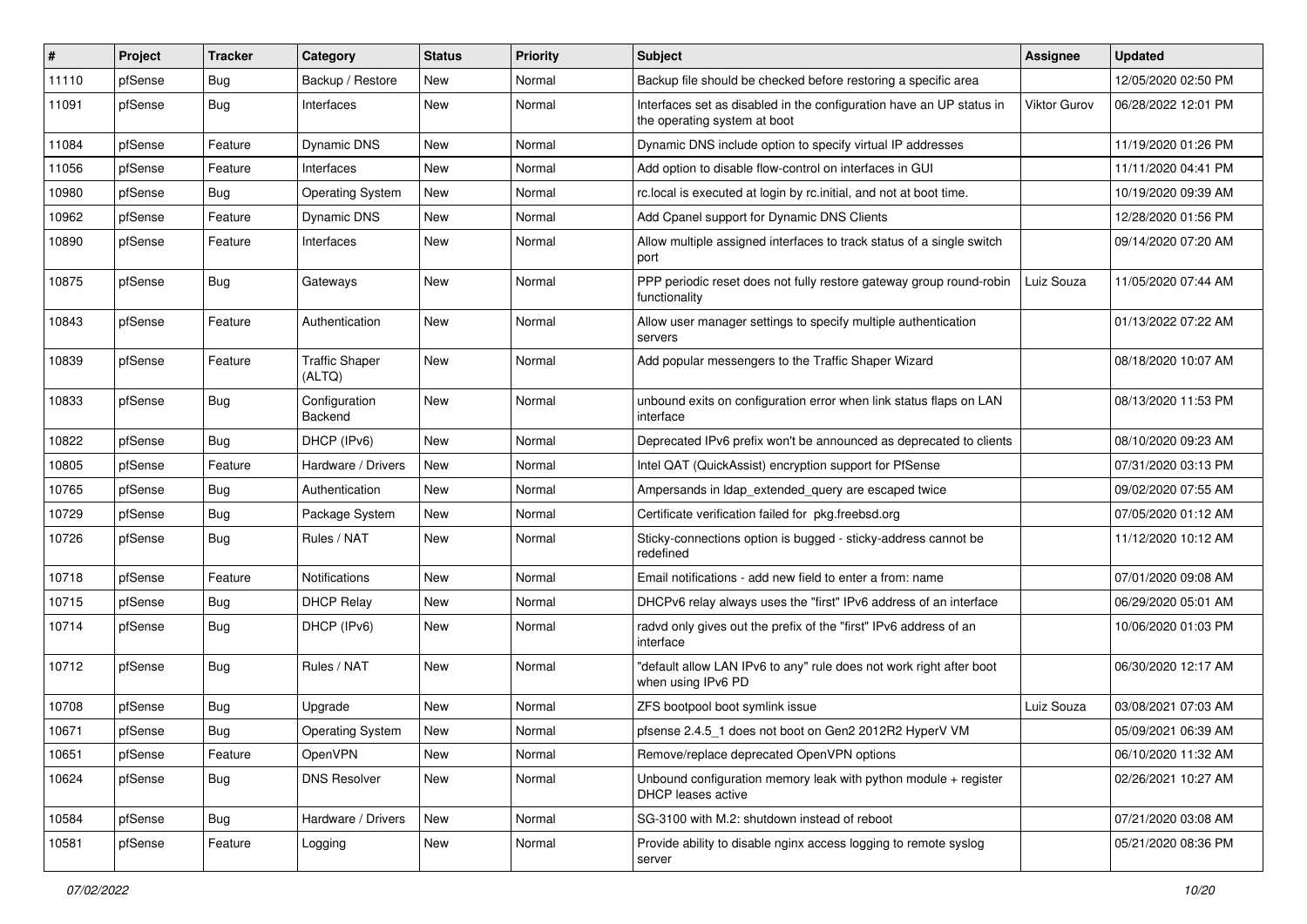| # | Project | Tracker | Category | Status | Priority | Subject | Assignee | Updated |
|---|---|---|---|---|---|---|---|---|
| 11110 | pfSense | Bug | Backup / Restore | New | Normal | Backup file should be checked before restoring a specific area | | 12/05/2020 02:50 PM |
| 11091 | pfSense | Bug | Interfaces | New | Normal | Interfaces set as disabled in the configuration have an UP status in the operating system at boot | Viktor Gurov | 06/28/2022 12:01 PM |
| 11084 | pfSense | Feature | Dynamic DNS | New | Normal | Dynamic DNS include option to specify virtual IP addresses | | 11/19/2020 01:26 PM |
| 11056 | pfSense | Feature | Interfaces | New | Normal | Add option to disable flow-control on interfaces in GUI | | 11/11/2020 04:41 PM |
| 10980 | pfSense | Bug | Operating System | New | Normal | rc.local is executed at login by rc.initial, and not at boot time. | | 10/19/2020 09:39 AM |
| 10962 | pfSense | Feature | Dynamic DNS | New | Normal | Add Cpanel support for Dynamic DNS Clients | | 12/28/2020 01:56 PM |
| 10890 | pfSense | Feature | Interfaces | New | Normal | Allow multiple assigned interfaces to track status of a single switch port | | 09/14/2020 07:20 AM |
| 10875 | pfSense | Bug | Gateways | New | Normal | PPP periodic reset does not fully restore gateway group round-robin functionality | Luiz Souza | 11/05/2020 07:44 AM |
| 10843 | pfSense | Feature | Authentication | New | Normal | Allow user manager settings to specify multiple authentication servers | | 01/13/2022 07:22 AM |
| 10839 | pfSense | Feature | Traffic Shaper (ALTQ) | New | Normal | Add popular messengers to the Traffic Shaper Wizard | | 08/18/2020 10:07 AM |
| 10833 | pfSense | Bug | Configuration Backend | New | Normal | unbound exits on configuration error when link status flaps on LAN interface | | 08/13/2020 11:53 PM |
| 10822 | pfSense | Bug | DHCP (IPv6) | New | Normal | Deprecated IPv6 prefix won't be announced as deprecated to clients | | 08/10/2020 09:23 AM |
| 10805 | pfSense | Feature | Hardware / Drivers | New | Normal | Intel QAT (QuickAssist) encryption support for PfSense | | 07/31/2020 03:13 PM |
| 10765 | pfSense | Bug | Authentication | New | Normal | Ampersands in ldap_extended_query are escaped twice | | 09/02/2020 07:55 AM |
| 10729 | pfSense | Bug | Package System | New | Normal | Certificate verification failed for pkg.freebsd.org | | 07/05/2020 01:12 AM |
| 10726 | pfSense | Bug | Rules / NAT | New | Normal | Sticky-connections option is bugged - sticky-address cannot be redefined | | 11/12/2020 10:12 AM |
| 10718 | pfSense | Feature | Notifications | New | Normal | Email notifications - add new field to enter a from: name | | 07/01/2020 09:08 AM |
| 10715 | pfSense | Bug | DHCP Relay | New | Normal | DHCPv6 relay always uses the "first" IPv6 address of an interface | | 06/29/2020 05:01 AM |
| 10714 | pfSense | Bug | DHCP (IPv6) | New | Normal | radvd only gives out the prefix of the "first" IPv6 address of an interface | | 10/06/2020 01:03 PM |
| 10712 | pfSense | Bug | Rules / NAT | New | Normal | "default allow LAN IPv6 to any" rule does not work right after boot when using IPv6 PD | | 06/30/2020 12:17 AM |
| 10708 | pfSense | Bug | Upgrade | New | Normal | ZFS bootpool boot symlink issue | Luiz Souza | 03/08/2021 07:03 AM |
| 10671 | pfSense | Bug | Operating System | New | Normal | pfsense 2.4.5_1 does not boot on Gen2 2012R2 HyperV VM | | 05/09/2021 06:39 AM |
| 10651 | pfSense | Feature | OpenVPN | New | Normal | Remove/replace deprecated OpenVPN options | | 06/10/2020 11:32 AM |
| 10624 | pfSense | Bug | DNS Resolver | New | Normal | Unbound configuration memory leak with python module + register DHCP leases active | | 02/26/2021 10:27 AM |
| 10584 | pfSense | Bug | Hardware / Drivers | New | Normal | SG-3100 with M.2: shutdown instead of reboot | | 07/21/2020 03:08 AM |
| 10581 | pfSense | Feature | Logging | New | Normal | Provide ability to disable nginx access logging to remote syslog server | | 05/21/2020 08:36 PM |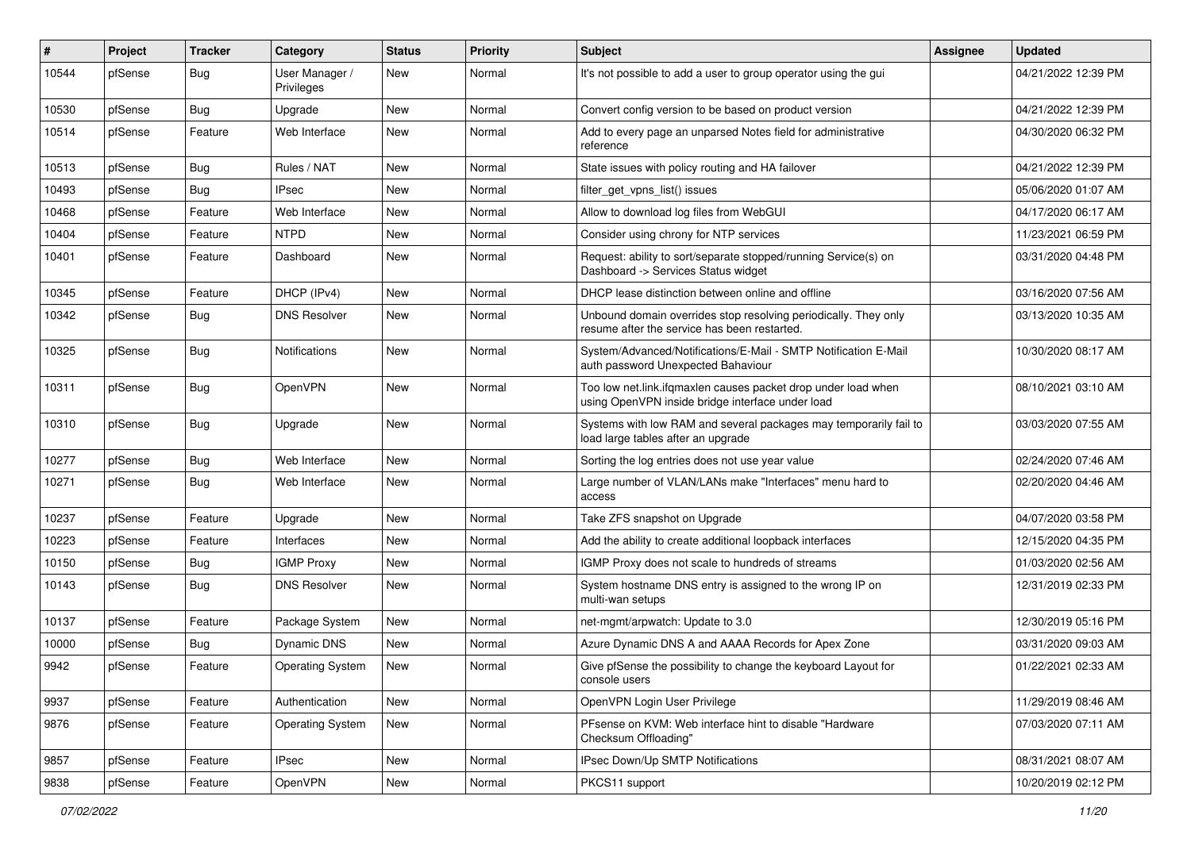| # | Project | Tracker | Category | Status | Priority | Subject | Assignee | Updated |
|---|---|---|---|---|---|---|---|---|
| 10544 | pfSense | Bug | User Manager / Privileges | New | Normal | It's not possible to add a user to group operator using the gui | | 04/21/2022 12:39 PM |
| 10530 | pfSense | Bug | Upgrade | New | Normal | Convert config version to be based on product version | | 04/21/2022 12:39 PM |
| 10514 | pfSense | Feature | Web Interface | New | Normal | Add to every page an unparsed Notes field for administrative reference | | 04/30/2020 06:32 PM |
| 10513 | pfSense | Bug | Rules / NAT | New | Normal | State issues with policy routing and HA failover | | 04/21/2022 12:39 PM |
| 10493 | pfSense | Bug | IPsec | New | Normal | filter_get_vpns_list() issues | | 05/06/2020 01:07 AM |
| 10468 | pfSense | Feature | Web Interface | New | Normal | Allow to download log files from WebGUI | | 04/17/2020 06:17 AM |
| 10404 | pfSense | Feature | NTPD | New | Normal | Consider using chrony for NTP services | | 11/23/2021 06:59 PM |
| 10401 | pfSense | Feature | Dashboard | New | Normal | Request: ability to sort/separate stopped/running Service(s) on Dashboard -> Services Status widget | | 03/31/2020 04:48 PM |
| 10345 | pfSense | Feature | DHCP (IPv4) | New | Normal | DHCP lease distinction between online and offline | | 03/16/2020 07:56 AM |
| 10342 | pfSense | Bug | DNS Resolver | New | Normal | Unbound domain overrides stop resolving periodically. They only resume after the service has been restarted. | | 03/13/2020 10:35 AM |
| 10325 | pfSense | Bug | Notifications | New | Normal | System/Advanced/Notifications/E-Mail - SMTP Notification E-Mail auth password Unexpected Bahaviour | | 10/30/2020 08:17 AM |
| 10311 | pfSense | Bug | OpenVPN | New | Normal | Too low net.link.ifqmaxlen causes packet drop under load when using OpenVPN inside bridge interface under load | | 08/10/2021 03:10 AM |
| 10310 | pfSense | Bug | Upgrade | New | Normal | Systems with low RAM and several packages may temporarily fail to load large tables after an upgrade | | 03/03/2020 07:55 AM |
| 10277 | pfSense | Bug | Web Interface | New | Normal | Sorting the log entries does not use year value | | 02/24/2020 07:46 AM |
| 10271 | pfSense | Bug | Web Interface | New | Normal | Large number of VLAN/LANs make "Interfaces" menu hard to access | | 02/20/2020 04:46 AM |
| 10237 | pfSense | Feature | Upgrade | New | Normal | Take ZFS snapshot on Upgrade | | 04/07/2020 03:58 PM |
| 10223 | pfSense | Feature | Interfaces | New | Normal | Add the ability to create additional loopback interfaces | | 12/15/2020 04:35 PM |
| 10150 | pfSense | Bug | IGMP Proxy | New | Normal | IGMP Proxy does not scale to hundreds of streams | | 01/03/2020 02:56 AM |
| 10143 | pfSense | Bug | DNS Resolver | New | Normal | System hostname DNS entry is assigned to the wrong IP on multi-wan setups | | 12/31/2019 02:33 PM |
| 10137 | pfSense | Feature | Package System | New | Normal | net-mgmt/arpwatch: Update to 3.0 | | 12/30/2019 05:16 PM |
| 10000 | pfSense | Bug | Dynamic DNS | New | Normal | Azure Dynamic DNS A and AAAA Records for Apex Zone | | 03/31/2020 09:03 AM |
| 9942 | pfSense | Feature | Operating System | New | Normal | Give pfSense the possibility to change the keyboard Layout for console users | | 01/22/2021 02:33 AM |
| 9937 | pfSense | Feature | Authentication | New | Normal | OpenVPN Login User Privilege | | 11/29/2019 08:46 AM |
| 9876 | pfSense | Feature | Operating System | New | Normal | PFsense on KVM: Web interface hint to disable "Hardware Checksum Offloading" | | 07/03/2020 07:11 AM |
| 9857 | pfSense | Feature | IPsec | New | Normal | IPsec Down/Up SMTP Notifications | | 08/31/2021 08:07 AM |
| 9838 | pfSense | Feature | OpenVPN | New | Normal | PKCS11 support | | 10/20/2019 02:12 PM |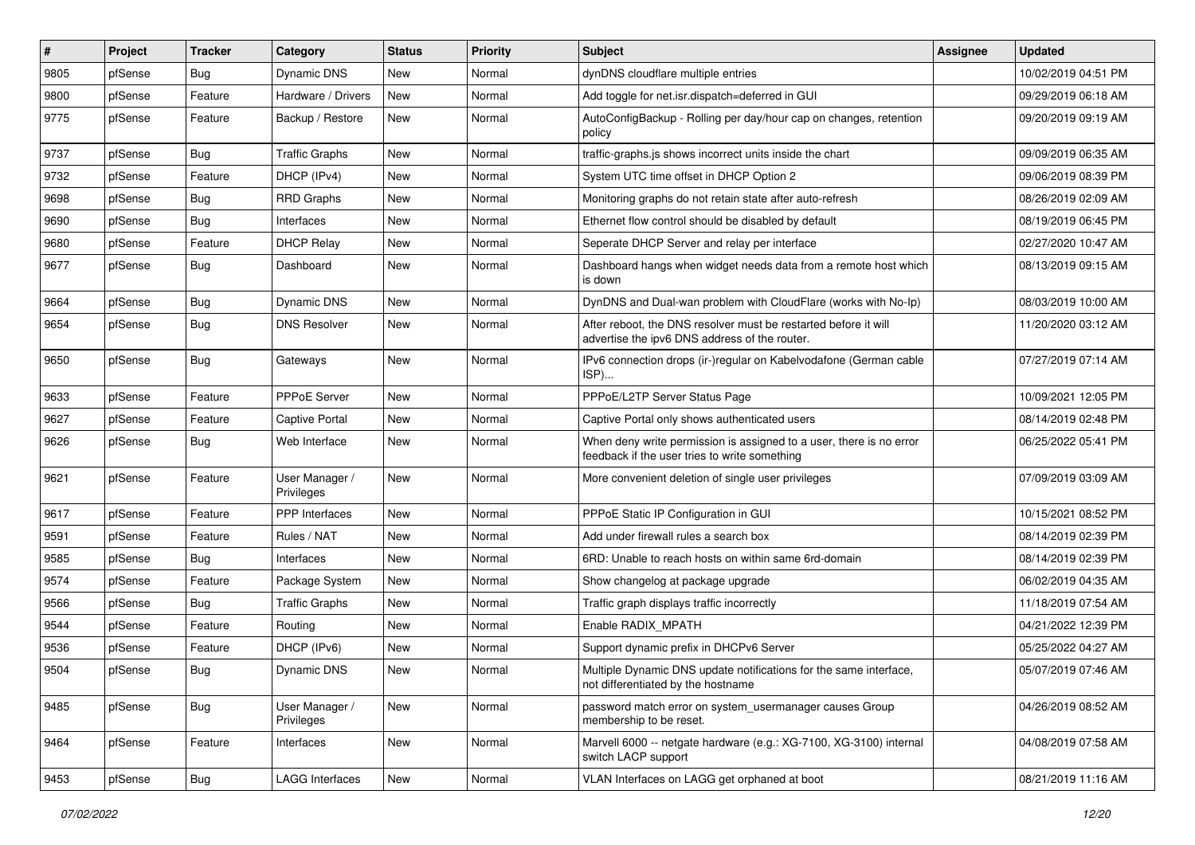| # | Project | Tracker | Category | Status | Priority | Subject | Assignee | Updated |
|---|---|---|---|---|---|---|---|---|
| 9805 | pfSense | Bug | Dynamic DNS | New | Normal | dynDNS cloudflare multiple entries | | 10/02/2019 04:51 PM |
| 9800 | pfSense | Feature | Hardware / Drivers | New | Normal | Add toggle for net.isr.dispatch=deferred in GUI | | 09/29/2019 06:18 AM |
| 9775 | pfSense | Feature | Backup / Restore | New | Normal | AutoConfigBackup - Rolling per day/hour cap on changes, retention policy | | 09/20/2019 09:19 AM |
| 9737 | pfSense | Bug | Traffic Graphs | New | Normal | traffic-graphs.js shows incorrect units inside the chart | | 09/09/2019 06:35 AM |
| 9732 | pfSense | Feature | DHCP (IPv4) | New | Normal | System UTC time offset in DHCP Option 2 | | 09/06/2019 08:39 PM |
| 9698 | pfSense | Bug | RRD Graphs | New | Normal | Monitoring graphs do not retain state after auto-refresh | | 08/26/2019 02:09 AM |
| 9690 | pfSense | Bug | Interfaces | New | Normal | Ethernet flow control should be disabled by default | | 08/19/2019 06:45 PM |
| 9680 | pfSense | Feature | DHCP Relay | New | Normal | Seperate DHCP Server and relay per interface | | 02/27/2020 10:47 AM |
| 9677 | pfSense | Bug | Dashboard | New | Normal | Dashboard hangs when widget needs data from a remote host which is down | | 08/13/2019 09:15 AM |
| 9664 | pfSense | Bug | Dynamic DNS | New | Normal | DynDNS and Dual-wan problem with CloudFlare (works with No-Ip) | | 08/03/2019 10:00 AM |
| 9654 | pfSense | Bug | DNS Resolver | New | Normal | After reboot, the DNS resolver must be restarted before it will advertise the ipv6 DNS address of the router. | | 11/20/2020 03:12 AM |
| 9650 | pfSense | Bug | Gateways | New | Normal | IPv6 connection drops (ir-)regular on Kabelvodafone (German cable ISP)... | | 07/27/2019 07:14 AM |
| 9633 | pfSense | Feature | PPPoE Server | New | Normal | PPPoE/L2TP Server Status Page | | 10/09/2021 12:05 PM |
| 9627 | pfSense | Feature | Captive Portal | New | Normal | Captive Portal only shows authenticated users | | 08/14/2019 02:48 PM |
| 9626 | pfSense | Bug | Web Interface | New | Normal | When deny write permission is assigned to a user, there is no error feedback if the user tries to write something | | 06/25/2022 05:41 PM |
| 9621 | pfSense | Feature | User Manager / Privileges | New | Normal | More convenient deletion of single user privileges | | 07/09/2019 03:09 AM |
| 9617 | pfSense | Feature | PPP Interfaces | New | Normal | PPPoE Static IP Configuration in GUI | | 10/15/2021 08:52 PM |
| 9591 | pfSense | Feature | Rules / NAT | New | Normal | Add under firewall rules a search box | | 08/14/2019 02:39 PM |
| 9585 | pfSense | Bug | Interfaces | New | Normal | 6RD: Unable to reach hosts on within same 6rd-domain | | 08/14/2019 02:39 PM |
| 9574 | pfSense | Feature | Package System | New | Normal | Show changelog at package upgrade | | 06/02/2019 04:35 AM |
| 9566 | pfSense | Bug | Traffic Graphs | New | Normal | Traffic graph displays traffic incorrectly | | 11/18/2019 07:54 AM |
| 9544 | pfSense | Feature | Routing | New | Normal | Enable RADIX_MPATH | | 04/21/2022 12:39 PM |
| 9536 | pfSense | Feature | DHCP (IPv6) | New | Normal | Support dynamic prefix in DHCPv6 Server | | 05/25/2022 04:27 AM |
| 9504 | pfSense | Bug | Dynamic DNS | New | Normal | Multiple Dynamic DNS update notifications for the same interface, not differentiated by the hostname | | 05/07/2019 07:46 AM |
| 9485 | pfSense | Bug | User Manager / Privileges | New | Normal | password match error on system_usermanager causes Group membership to be reset. | | 04/26/2019 08:52 AM |
| 9464 | pfSense | Feature | Interfaces | New | Normal | Marvell 6000 -- netgate hardware (e.g.: XG-7100, XG-3100) internal switch LACP support | | 04/08/2019 07:58 AM |
| 9453 | pfSense | Bug | LAGG Interfaces | New | Normal | VLAN Interfaces on LAGG get orphaned at boot | | 08/21/2019 11:16 AM |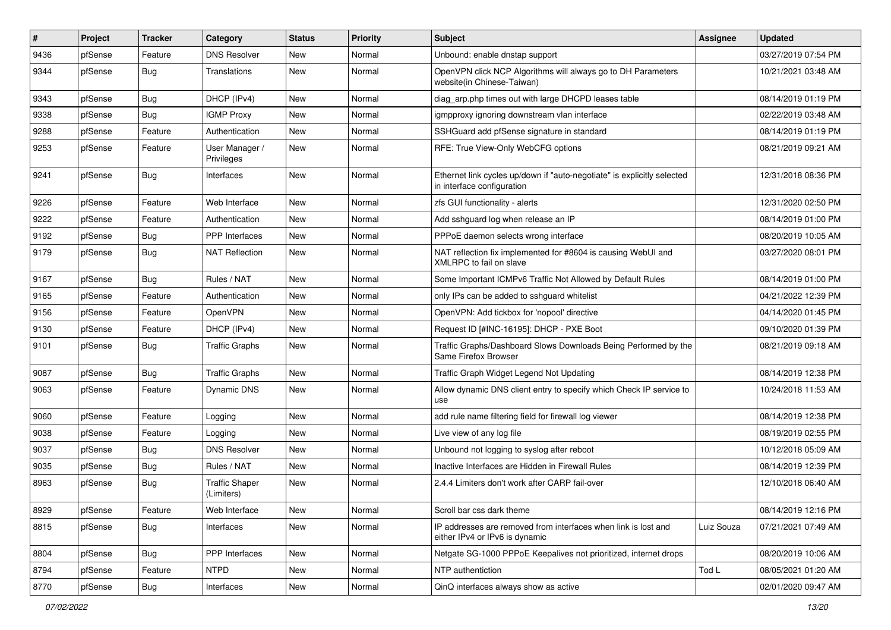| # | Project | Tracker | Category | Status | Priority | Subject | Assignee | Updated |
|---|---|---|---|---|---|---|---|---|
| 9436 | pfSense | Feature | DNS Resolver | New | Normal | Unbound: enable dnstap support | | 03/27/2019 07:54 PM |
| 9344 | pfSense | Bug | Translations | New | Normal | OpenVPN click NCP Algorithms will always go to DH Parameters website(in Chinese-Taiwan) | | 10/21/2021 03:48 AM |
| 9343 | pfSense | Bug | DHCP (IPv4) | New | Normal | diag_arp.php times out with large DHCPD leases table | | 08/14/2019 01:19 PM |
| 9338 | pfSense | Bug | IGMP Proxy | New | Normal | igmpproxy ignoring downstream vlan interface | | 02/22/2019 03:48 AM |
| 9288 | pfSense | Feature | Authentication | New | Normal | SSHGuard add pfSense signature in standard | | 08/14/2019 01:19 PM |
| 9253 | pfSense | Feature | User Manager / Privileges | New | Normal | RFE: True View-Only WebCFG options | | 08/21/2019 09:21 AM |
| 9241 | pfSense | Bug | Interfaces | New | Normal | Ethernet link cycles up/down if "auto-negotiate" is explicitly selected in interface configuration | | 12/31/2018 08:36 PM |
| 9226 | pfSense | Feature | Web Interface | New | Normal | zfs GUI functionality - alerts | | 12/31/2020 02:50 PM |
| 9222 | pfSense | Feature | Authentication | New | Normal | Add sshguard log when release an IP | | 08/14/2019 01:00 PM |
| 9192 | pfSense | Bug | PPP Interfaces | New | Normal | PPPoE daemon selects wrong interface | | 08/20/2019 10:05 AM |
| 9179 | pfSense | Bug | NAT Reflection | New | Normal | NAT reflection fix implemented for #8604 is causing WebUI and XMLRPC to fail on slave | | 03/27/2020 08:01 PM |
| 9167 | pfSense | Bug | Rules / NAT | New | Normal | Some Important ICMPv6 Traffic Not Allowed by Default Rules | | 08/14/2019 01:00 PM |
| 9165 | pfSense | Feature | Authentication | New | Normal | only IPs can be added to sshguard whitelist | | 04/21/2022 12:39 PM |
| 9156 | pfSense | Feature | OpenVPN | New | Normal | OpenVPN: Add tickbox for 'nopool' directive | | 04/14/2020 01:45 PM |
| 9130 | pfSense | Feature | DHCP (IPv4) | New | Normal | Request ID [#INC-16195]: DHCP - PXE Boot | | 09/10/2020 01:39 PM |
| 9101 | pfSense | Bug | Traffic Graphs | New | Normal | Traffic Graphs/Dashboard Slows Downloads Being Performed by the Same Firefox Browser | | 08/21/2019 09:18 AM |
| 9087 | pfSense | Bug | Traffic Graphs | New | Normal | Traffic Graph Widget Legend Not Updating | | 08/14/2019 12:38 PM |
| 9063 | pfSense | Feature | Dynamic DNS | New | Normal | Allow dynamic DNS client entry to specify which Check IP service to use | | 10/24/2018 11:53 AM |
| 9060 | pfSense | Feature | Logging | New | Normal | add rule name filtering field for firewall log viewer | | 08/14/2019 12:38 PM |
| 9038 | pfSense | Feature | Logging | New | Normal | Live view of any log file | | 08/19/2019 02:55 PM |
| 9037 | pfSense | Bug | DNS Resolver | New | Normal | Unbound not logging to syslog after reboot | | 10/12/2018 05:09 AM |
| 9035 | pfSense | Bug | Rules / NAT | New | Normal | Inactive Interfaces are Hidden in Firewall Rules | | 08/14/2019 12:39 PM |
| 8963 | pfSense | Bug | Traffic Shaper (Limiters) | New | Normal | 2.4.4 Limiters don't work after CARP fail-over | | 12/10/2018 06:40 AM |
| 8929 | pfSense | Feature | Web Interface | New | Normal | Scroll bar css dark theme | | 08/14/2019 12:16 PM |
| 8815 | pfSense | Bug | Interfaces | New | Normal | IP addresses are removed from interfaces when link is lost and either IPv4 or IPv6 is dynamic | Luiz Souza | 07/21/2021 07:49 AM |
| 8804 | pfSense | Bug | PPP Interfaces | New | Normal | Netgate SG-1000 PPPoE Keepalives not prioritized, internet drops | | 08/20/2019 10:06 AM |
| 8794 | pfSense | Feature | NTPD | New | Normal | NTP authentiction | Tod L | 08/05/2021 01:20 AM |
| 8770 | pfSense | Bug | Interfaces | New | Normal | QinQ interfaces always show as active | | 02/01/2020 09:47 AM |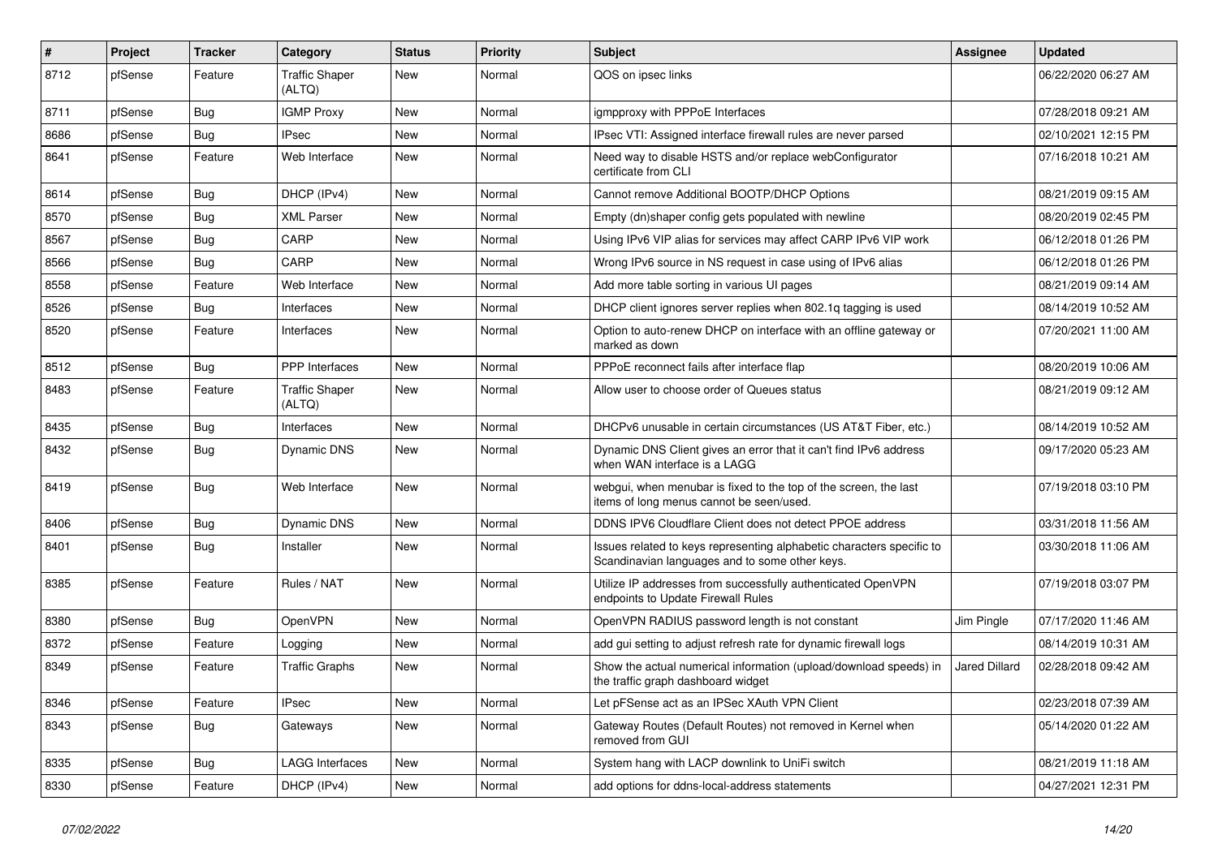| # | Project | Tracker | Category | Status | Priority | Subject | Assignee | Updated |
|---|---|---|---|---|---|---|---|---|
| 8712 | pfSense | Feature | Traffic Shaper (ALTQ) | New | Normal | QOS on ipsec links | | 06/22/2020 06:27 AM |
| 8711 | pfSense | Bug | IGMP Proxy | New | Normal | igmpproxy with PPPoE Interfaces | | 07/28/2018 09:21 AM |
| 8686 | pfSense | Bug | IPsec | New | Normal | IPsec VTI: Assigned interface firewall rules are never parsed | | 02/10/2021 12:15 PM |
| 8641 | pfSense | Feature | Web Interface | New | Normal | Need way to disable HSTS and/or replace webConfigurator certificate from CLI | | 07/16/2018 10:21 AM |
| 8614 | pfSense | Bug | DHCP (IPv4) | New | Normal | Cannot remove Additional BOOTP/DHCP Options | | 08/21/2019 09:15 AM |
| 8570 | pfSense | Bug | XML Parser | New | Normal | Empty (dn)shaper config gets populated with newline | | 08/20/2019 02:45 PM |
| 8567 | pfSense | Bug | CARP | New | Normal | Using IPv6 VIP alias for services may affect CARP IPv6 VIP work | | 06/12/2018 01:26 PM |
| 8566 | pfSense | Bug | CARP | New | Normal | Wrong IPv6 source in NS request in case using of IPv6 alias | | 06/12/2018 01:26 PM |
| 8558 | pfSense | Feature | Web Interface | New | Normal | Add more table sorting in various UI pages | | 08/21/2019 09:14 AM |
| 8526 | pfSense | Bug | Interfaces | New | Normal | DHCP client ignores server replies when 802.1q tagging is used | | 08/14/2019 10:52 AM |
| 8520 | pfSense | Feature | Interfaces | New | Normal | Option to auto-renew DHCP on interface with an offline gateway or marked as down | | 07/20/2021 11:00 AM |
| 8512 | pfSense | Bug | PPP Interfaces | New | Normal | PPPoE reconnect fails after interface flap | | 08/20/2019 10:06 AM |
| 8483 | pfSense | Feature | Traffic Shaper (ALTQ) | New | Normal | Allow user to choose order of Queues status | | 08/21/2019 09:12 AM |
| 8435 | pfSense | Bug | Interfaces | New | Normal | DHCPv6 unusable in certain circumstances (US AT&T Fiber, etc.) | | 08/14/2019 10:52 AM |
| 8432 | pfSense | Bug | Dynamic DNS | New | Normal | Dynamic DNS Client gives an error that it can't find IPv6 address when WAN interface is a LAGG | | 09/17/2020 05:23 AM |
| 8419 | pfSense | Bug | Web Interface | New | Normal | webgui, when menubar is fixed to the top of the screen, the last items of long menus cannot be seen/used. | | 07/19/2018 03:10 PM |
| 8406 | pfSense | Bug | Dynamic DNS | New | Normal | DDNS IPV6 Cloudflare Client does not detect PPOE address | | 03/31/2018 11:56 AM |
| 8401 | pfSense | Bug | Installer | New | Normal | Issues related to keys representing alphabetic characters specific to Scandinavian languages and to some other keys. | | 03/30/2018 11:06 AM |
| 8385 | pfSense | Feature | Rules / NAT | New | Normal | Utilize IP addresses from successfully authenticated OpenVPN endpoints to Update Firewall Rules | | 07/19/2018 03:07 PM |
| 8380 | pfSense | Bug | OpenVPN | New | Normal | OpenVPN RADIUS password length is not constant | Jim Pingle | 07/17/2020 11:46 AM |
| 8372 | pfSense | Feature | Logging | New | Normal | add gui setting to adjust refresh rate for dynamic firewall logs | | 08/14/2019 10:31 AM |
| 8349 | pfSense | Feature | Traffic Graphs | New | Normal | Show the actual numerical information (upload/download speeds) in the traffic graph dashboard widget | Jared Dillard | 02/28/2018 09:42 AM |
| 8346 | pfSense | Feature | IPsec | New | Normal | Let pFSense act as an IPSec XAuth VPN Client | | 02/23/2018 07:39 AM |
| 8343 | pfSense | Bug | Gateways | New | Normal | Gateway Routes (Default Routes) not removed in Kernel when removed from GUI | | 05/14/2020 01:22 AM |
| 8335 | pfSense | Bug | LAGG Interfaces | New | Normal | System hang with LACP downlink to UniFi switch | | 08/21/2019 11:18 AM |
| 8330 | pfSense | Feature | DHCP (IPv4) | New | Normal | add options for ddns-local-address statements | | 04/27/2021 12:31 PM |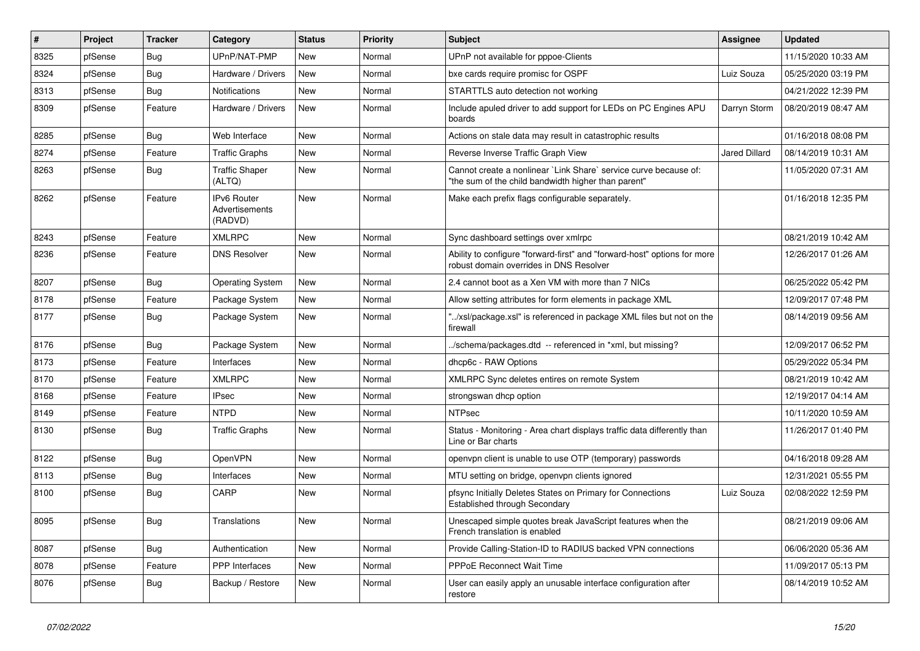| # | Project | Tracker | Category | Status | Priority | Subject | Assignee | Updated |
|---|---|---|---|---|---|---|---|---|
| 8325 | pfSense | Bug | UPnP/NAT-PMP | New | Normal | UPnP not available for pppoe-Clients | | 11/15/2020 10:33 AM |
| 8324 | pfSense | Bug | Hardware / Drivers | New | Normal | bxe cards require promisc for OSPF | Luiz Souza | 05/25/2020 03:19 PM |
| 8313 | pfSense | Bug | Notifications | New | Normal | STARTTLS auto detection not working | | 04/21/2022 12:39 PM |
| 8309 | pfSense | Feature | Hardware / Drivers | New | Normal | Include apuled driver to add support for LEDs on PC Engines APU boards | Darryn Storm | 08/20/2019 08:47 AM |
| 8285 | pfSense | Bug | Web Interface | New | Normal | Actions on stale data may result in catastrophic results | | 01/16/2018 08:08 PM |
| 8274 | pfSense | Feature | Traffic Graphs | New | Normal | Reverse Inverse Traffic Graph View | Jared Dillard | 08/14/2019 10:31 AM |
| 8263 | pfSense | Bug | Traffic Shaper (ALTQ) | New | Normal | Cannot create a nonlinear `Link Share` service curve because of: "the sum of the child bandwidth higher than parent" | | 11/05/2020 07:31 AM |
| 8262 | pfSense | Feature | IPv6 Router Advertisements (RADVD) | New | Normal | Make each prefix flags configurable separately. | | 01/16/2018 12:35 PM |
| 8243 | pfSense | Feature | XMLRPC | New | Normal | Sync dashboard settings over xmlrpc | | 08/21/2019 10:42 AM |
| 8236 | pfSense | Feature | DNS Resolver | New | Normal | Ability to configure "forward-first" and "forward-host" options for more robust domain overrides in DNS Resolver | | 12/26/2017 01:26 AM |
| 8207 | pfSense | Bug | Operating System | New | Normal | 2.4 cannot boot as a Xen VM with more than 7 NICs | | 06/25/2022 05:42 PM |
| 8178 | pfSense | Feature | Package System | New | Normal | Allow setting attributes for form elements in package XML | | 12/09/2017 07:48 PM |
| 8177 | pfSense | Bug | Package System | New | Normal | "../xsl/package.xsl" is referenced in package XML files but not on the firewall | | 08/14/2019 09:56 AM |
| 8176 | pfSense | Bug | Package System | New | Normal | ../schema/packages.dtd -- referenced in *xml, but missing? | | 12/09/2017 06:52 PM |
| 8173 | pfSense | Feature | Interfaces | New | Normal | dhcp6c - RAW Options | | 05/29/2022 05:34 PM |
| 8170 | pfSense | Feature | XMLRPC | New | Normal | XMLRPC Sync deletes entires on remote System | | 08/21/2019 10:42 AM |
| 8168 | pfSense | Feature | IPsec | New | Normal | strongswan dhcp option | | 12/19/2017 04:14 AM |
| 8149 | pfSense | Feature | NTPD | New | Normal | NTPsec | | 10/11/2020 10:59 AM |
| 8130 | pfSense | Bug | Traffic Graphs | New | Normal | Status - Monitoring - Area chart displays traffic data differently than Line or Bar charts | | 11/26/2017 01:40 PM |
| 8122 | pfSense | Bug | OpenVPN | New | Normal | openvpn client is unable to use OTP (temporary) passwords | | 04/16/2018 09:28 AM |
| 8113 | pfSense | Bug | Interfaces | New | Normal | MTU setting on bridge, openvpn clients ignored | | 12/31/2021 05:55 PM |
| 8100 | pfSense | Bug | CARP | New | Normal | pfsync Initially Deletes States on Primary for Connections Established through Secondary | Luiz Souza | 02/08/2022 12:59 PM |
| 8095 | pfSense | Bug | Translations | New | Normal | Unescaped simple quotes break JavaScript features when the French translation is enabled | | 08/21/2019 09:06 AM |
| 8087 | pfSense | Bug | Authentication | New | Normal | Provide Calling-Station-ID to RADIUS backed VPN connections | | 06/06/2020 05:36 AM |
| 8078 | pfSense | Feature | PPP Interfaces | New | Normal | PPPoE Reconnect Wait Time | | 11/09/2017 05:13 PM |
| 8076 | pfSense | Bug | Backup / Restore | New | Normal | User can easily apply an unusable interface configuration after restore | | 08/14/2019 10:52 AM |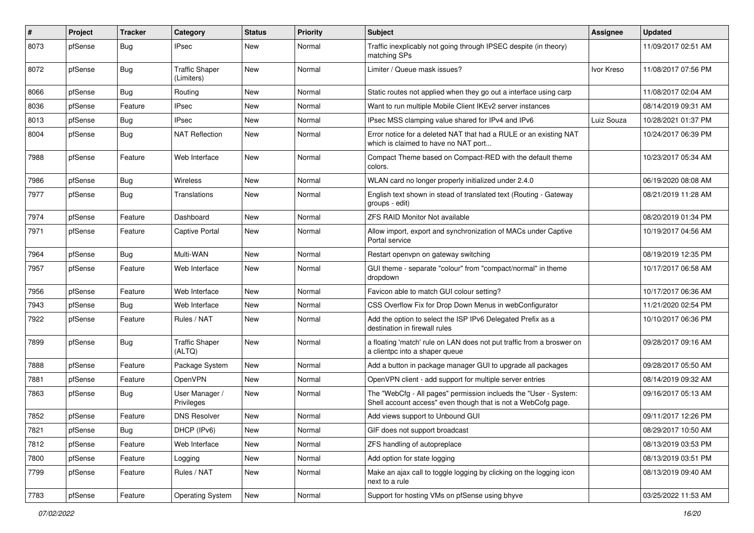| # | Project | Tracker | Category | Status | Priority | Subject | Assignee | Updated |
|---|---|---|---|---|---|---|---|---|
| 8073 | pfSense | Bug | IPsec | New | Normal | Traffic inexplicably not going through IPSEC despite (in theory) matching SPs | | 11/09/2017 02:51 AM |
| 8072 | pfSense | Bug | Traffic Shaper (Limiters) | New | Normal | Limiter / Queue mask issues? | Ivor Kreso | 11/08/2017 07:56 PM |
| 8066 | pfSense | Bug | Routing | New | Normal | Static routes not applied when they go out a interface using carp | | 11/08/2017 02:04 AM |
| 8036 | pfSense | Feature | IPsec | New | Normal | Want to run multiple Mobile Client IKEv2 server instances | | 08/14/2019 09:31 AM |
| 8013 | pfSense | Bug | IPsec | New | Normal | IPsec MSS clamping value shared for IPv4 and IPv6 | Luiz Souza | 10/28/2021 01:37 PM |
| 8004 | pfSense | Bug | NAT Reflection | New | Normal | Error notice for a deleted NAT that had a RULE or an existing NAT which is claimed to have no NAT port... | | 10/24/2017 06:39 PM |
| 7988 | pfSense | Feature | Web Interface | New | Normal | Compact Theme based on Compact-RED with the default theme colors. | | 10/23/2017 05:34 AM |
| 7986 | pfSense | Bug | Wireless | New | Normal | WLAN card no longer properly initialized under 2.4.0 | | 06/19/2020 08:08 AM |
| 7977 | pfSense | Bug | Translations | New | Normal | English text shown in stead of translated text (Routing - Gateway groups - edit) | | 08/21/2019 11:28 AM |
| 7974 | pfSense | Feature | Dashboard | New | Normal | ZFS RAID Monitor Not available | | 08/20/2019 01:34 PM |
| 7971 | pfSense | Feature | Captive Portal | New | Normal | Allow import, export and synchronization of MACs under Captive Portal service | | 10/19/2017 04:56 AM |
| 7964 | pfSense | Bug | Multi-WAN | New | Normal | Restart openvpn on gateway switching | | 08/19/2019 12:35 PM |
| 7957 | pfSense | Feature | Web Interface | New | Normal | GUI theme - separate "colour" from "compact/normal" in theme dropdown | | 10/17/2017 06:58 AM |
| 7956 | pfSense | Feature | Web Interface | New | Normal | Favicon able to match GUI colour setting? | | 10/17/2017 06:36 AM |
| 7943 | pfSense | Bug | Web Interface | New | Normal | CSS Overflow Fix for Drop Down Menus in webConfigurator | | 11/21/2020 02:54 PM |
| 7922 | pfSense | Feature | Rules / NAT | New | Normal | Add the option to select the ISP IPv6 Delegated Prefix as a destination in firewall rules | | 10/10/2017 06:36 PM |
| 7899 | pfSense | Bug | Traffic Shaper (ALTQ) | New | Normal | a floating 'match' rule on LAN does not put traffic from a broswer on a clientpc into a shaper queue | | 09/28/2017 09:16 AM |
| 7888 | pfSense | Feature | Package System | New | Normal | Add a button in package manager GUI to upgrade all packages | | 09/28/2017 05:50 AM |
| 7881 | pfSense | Feature | OpenVPN | New | Normal | OpenVPN client - add support for multiple server entries | | 08/14/2019 09:32 AM |
| 7863 | pfSense | Bug | User Manager / Privileges | New | Normal | The "WebCfg - All pages" permission inclueds the "User - System: Shell account access" even though that is not a WebCofg page. | | 09/16/2017 05:13 AM |
| 7852 | pfSense | Feature | DNS Resolver | New | Normal | Add views support to Unbound GUI | | 09/11/2017 12:26 PM |
| 7821 | pfSense | Bug | DHCP (IPv6) | New | Normal | GIF does not support broadcast | | 08/29/2017 10:50 AM |
| 7812 | pfSense | Feature | Web Interface | New | Normal | ZFS handling of autopreplace | | 08/13/2019 03:53 PM |
| 7800 | pfSense | Feature | Logging | New | Normal | Add option for state logging | | 08/13/2019 03:51 PM |
| 7799 | pfSense | Feature | Rules / NAT | New | Normal | Make an ajax call to toggle logging by clicking on the logging icon next to a rule | | 08/13/2019 09:40 AM |
| 7783 | pfSense | Feature | Operating System | New | Normal | Support for hosting VMs on pfSense using bhyve | | 03/25/2022 11:53 AM |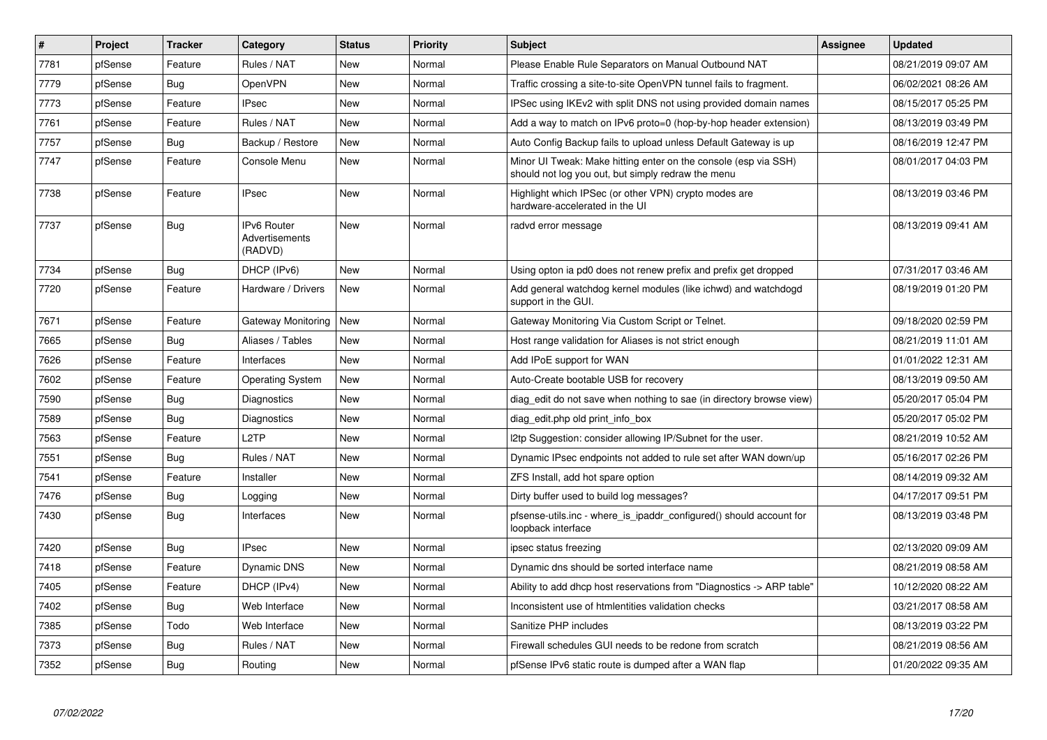| # | Project | Tracker | Category | Status | Priority | Subject | Assignee | Updated |
|---|---|---|---|---|---|---|---|---|
| 7781 | pfSense | Feature | Rules / NAT | New | Normal | Please Enable Rule Separators on Manual Outbound NAT | | 08/21/2019 09:07 AM |
| 7779 | pfSense | Bug | OpenVPN | New | Normal | Traffic crossing a site-to-site OpenVPN tunnel fails to fragment. | | 06/02/2021 08:26 AM |
| 7773 | pfSense | Feature | IPsec | New | Normal | IPSec using IKEv2 with split DNS not using provided domain names | | 08/15/2017 05:25 PM |
| 7761 | pfSense | Feature | Rules / NAT | New | Normal | Add a way to match on IPv6 proto=0 (hop-by-hop header extension) | | 08/13/2019 03:49 PM |
| 7757 | pfSense | Bug | Backup / Restore | New | Normal | Auto Config Backup fails to upload unless Default Gateway is up | | 08/16/2019 12:47 PM |
| 7747 | pfSense | Feature | Console Menu | New | Normal | Minor UI Tweak: Make hitting enter on the console (esp via SSH) should not log you out, but simply redraw the menu | | 08/01/2017 04:03 PM |
| 7738 | pfSense | Feature | IPsec | New | Normal | Highlight which IPSec (or other VPN) crypto modes are hardware-accelerated in the UI | | 08/13/2019 03:46 PM |
| 7737 | pfSense | Bug | IPv6 Router Advertisements (RADVD) | New | Normal | radvd error message | | 08/13/2019 09:41 AM |
| 7734 | pfSense | Bug | DHCP (IPv6) | New | Normal | Using opton ia pd0 does not renew prefix and prefix get dropped | | 07/31/2017 03:46 AM |
| 7720 | pfSense | Feature | Hardware / Drivers | New | Normal | Add general watchdog kernel modules (like ichwd) and watchdogd support in the GUI. | | 08/19/2019 01:20 PM |
| 7671 | pfSense | Feature | Gateway Monitoring | New | Normal | Gateway Monitoring Via Custom Script or Telnet. | | 09/18/2020 02:59 PM |
| 7665 | pfSense | Bug | Aliases / Tables | New | Normal | Host range validation for Aliases is not strict enough | | 08/21/2019 11:01 AM |
| 7626 | pfSense | Feature | Interfaces | New | Normal | Add IPoE support for WAN | | 01/01/2022 12:31 AM |
| 7602 | pfSense | Feature | Operating System | New | Normal | Auto-Create bootable USB for recovery | | 08/13/2019 09:50 AM |
| 7590 | pfSense | Bug | Diagnostics | New | Normal | diag_edit do not save when nothing to sae (in directory browse view) | | 05/20/2017 05:04 PM |
| 7589 | pfSense | Bug | Diagnostics | New | Normal | diag_edit.php old print_info_box | | 05/20/2017 05:02 PM |
| 7563 | pfSense | Feature | L2TP | New | Normal | l2tp Suggestion: consider allowing IP/Subnet for the user. | | 08/21/2019 10:52 AM |
| 7551 | pfSense | Bug | Rules / NAT | New | Normal | Dynamic IPsec endpoints not added to rule set after WAN down/up | | 05/16/2017 02:26 PM |
| 7541 | pfSense | Feature | Installer | New | Normal | ZFS Install, add hot spare option | | 08/14/2019 09:32 AM |
| 7476 | pfSense | Bug | Logging | New | Normal | Dirty buffer used to build log messages? | | 04/17/2017 09:51 PM |
| 7430 | pfSense | Bug | Interfaces | New | Normal | pfsense-utils.inc - where_is_ipaddr_configured() should account for loopback interface | | 08/13/2019 03:48 PM |
| 7420 | pfSense | Bug | IPsec | New | Normal | ipsec status freezing | | 02/13/2020 09:09 AM |
| 7418 | pfSense | Feature | Dynamic DNS | New | Normal | Dynamic dns should be sorted interface name | | 08/21/2019 08:58 AM |
| 7405 | pfSense | Feature | DHCP (IPv4) | New | Normal | Ability to add dhcp host reservations from "Diagnostics -> ARP table" | | 10/12/2020 08:22 AM |
| 7402 | pfSense | Bug | Web Interface | New | Normal | Inconsistent use of htmlentities validation checks | | 03/21/2017 08:58 AM |
| 7385 | pfSense | Todo | Web Interface | New | Normal | Sanitize PHP includes | | 08/13/2019 03:22 PM |
| 7373 | pfSense | Bug | Rules / NAT | New | Normal | Firewall schedules GUI needs to be redone from scratch | | 08/21/2019 08:56 AM |
| 7352 | pfSense | Bug | Routing | New | Normal | pfSense IPv6 static route is dumped after a WAN flap | | 01/20/2022 09:35 AM |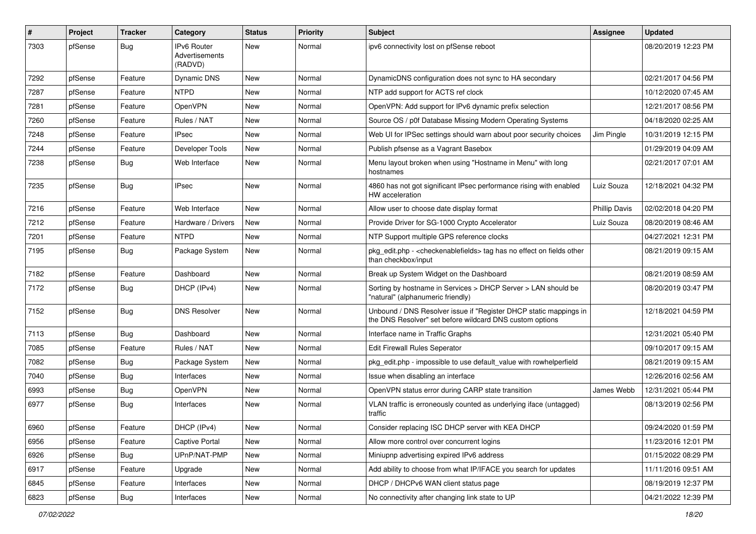| # | Project | Tracker | Category | Status | Priority | Subject | Assignee | Updated |
| --- | --- | --- | --- | --- | --- | --- | --- | --- |
| 7303 | pfSense | Bug | IPv6 Router Advertisements (RADVD) | New | Normal | ipv6 connectivity lost on pfSense reboot | | 08/20/2019 12:23 PM |
| 7292 | pfSense | Feature | Dynamic DNS | New | Normal | DynamicDNS configuration does not sync to HA secondary | | 02/21/2017 04:56 PM |
| 7287 | pfSense | Feature | NTPD | New | Normal | NTP add support for ACTS ref clock | | 10/12/2020 07:45 AM |
| 7281 | pfSense | Feature | OpenVPN | New | Normal | OpenVPN: Add support for IPv6 dynamic prefix selection | | 12/21/2017 08:56 PM |
| 7260 | pfSense | Feature | Rules / NAT | New | Normal | Source OS / p0f Database Missing Modern Operating Systems | | 04/18/2020 02:25 AM |
| 7248 | pfSense | Feature | IPsec | New | Normal | Web UI for IPSec settings should warn about poor security choices | Jim Pingle | 10/31/2019 12:15 PM |
| 7244 | pfSense | Feature | Developer Tools | New | Normal | Publish pfsense as a Vagrant Basebox | | 01/29/2019 04:09 AM |
| 7238 | pfSense | Bug | Web Interface | New | Normal | Menu layout broken when using "Hostname in Menu" with long hostnames | | 02/21/2017 07:01 AM |
| 7235 | pfSense | Bug | IPsec | New | Normal | 4860 has not got significant IPsec performance rising with enabled HW acceleration | Luiz Souza | 12/18/2021 04:32 PM |
| 7216 | pfSense | Feature | Web Interface | New | Normal | Allow user to choose date display format | Phillip Davis | 02/02/2018 04:20 PM |
| 7212 | pfSense | Feature | Hardware / Drivers | New | Normal | Provide Driver for SG-1000 Crypto Accelerator | Luiz Souza | 08/20/2019 08:46 AM |
| 7201 | pfSense | Feature | NTPD | New | Normal | NTP Support multiple GPS reference clocks | | 04/27/2021 12:31 PM |
| 7195 | pfSense | Bug | Package System | New | Normal | pkg_edit.php - <checkenablefields> tag has no effect on fields other than checkbox/input | | 08/21/2019 09:15 AM |
| 7182 | pfSense | Feature | Dashboard | New | Normal | Break up System Widget on the Dashboard | | 08/21/2019 08:59 AM |
| 7172 | pfSense | Bug | DHCP (IPv4) | New | Normal | Sorting by hostname in Services > DHCP Server > LAN should be "natural" (alphanumeric friendly) | | 08/20/2019 03:47 PM |
| 7152 | pfSense | Bug | DNS Resolver | New | Normal | Unbound / DNS Resolver issue if "Register DHCP static mappings in the DNS Resolver" set before wildcard DNS custom options | | 12/18/2021 04:59 PM |
| 7113 | pfSense | Bug | Dashboard | New | Normal | Interface name in Traffic Graphs | | 12/31/2021 05:40 PM |
| 7085 | pfSense | Feature | Rules / NAT | New | Normal | Edit Firewall Rules Seperator | | 09/10/2017 09:15 AM |
| 7082 | pfSense | Bug | Package System | New | Normal | pkg_edit.php - impossible to use default_value with rowhelperfield | | 08/21/2019 09:15 AM |
| 7040 | pfSense | Bug | Interfaces | New | Normal | Issue when disabling an interface | | 12/26/2016 02:56 AM |
| 6993 | pfSense | Bug | OpenVPN | New | Normal | OpenVPN status error during CARP state transition | James Webb | 12/31/2021 05:44 PM |
| 6977 | pfSense | Bug | Interfaces | New | Normal | VLAN traffic is erroneously counted as underlying iface (untagged) traffic | | 08/13/2019 02:56 PM |
| 6960 | pfSense | Feature | DHCP (IPv4) | New | Normal | Consider replacing ISC DHCP server with KEA DHCP | | 09/24/2020 01:59 PM |
| 6956 | pfSense | Feature | Captive Portal | New | Normal | Allow more control over concurrent logins | | 11/23/2016 12:01 PM |
| 6926 | pfSense | Bug | UPnP/NAT-PMP | New | Normal | Miniupnp advertising expired IPv6 address | | 01/15/2022 08:29 PM |
| 6917 | pfSense | Feature | Upgrade | New | Normal | Add ability to choose from what IP/IFACE you search for updates | | 11/11/2016 09:51 AM |
| 6845 | pfSense | Feature | Interfaces | New | Normal | DHCP / DHCPv6 WAN client status page | | 08/19/2019 12:37 PM |
| 6823 | pfSense | Bug | Interfaces | New | Normal | No connectivity after changing link state to UP | | 04/21/2022 12:39 PM |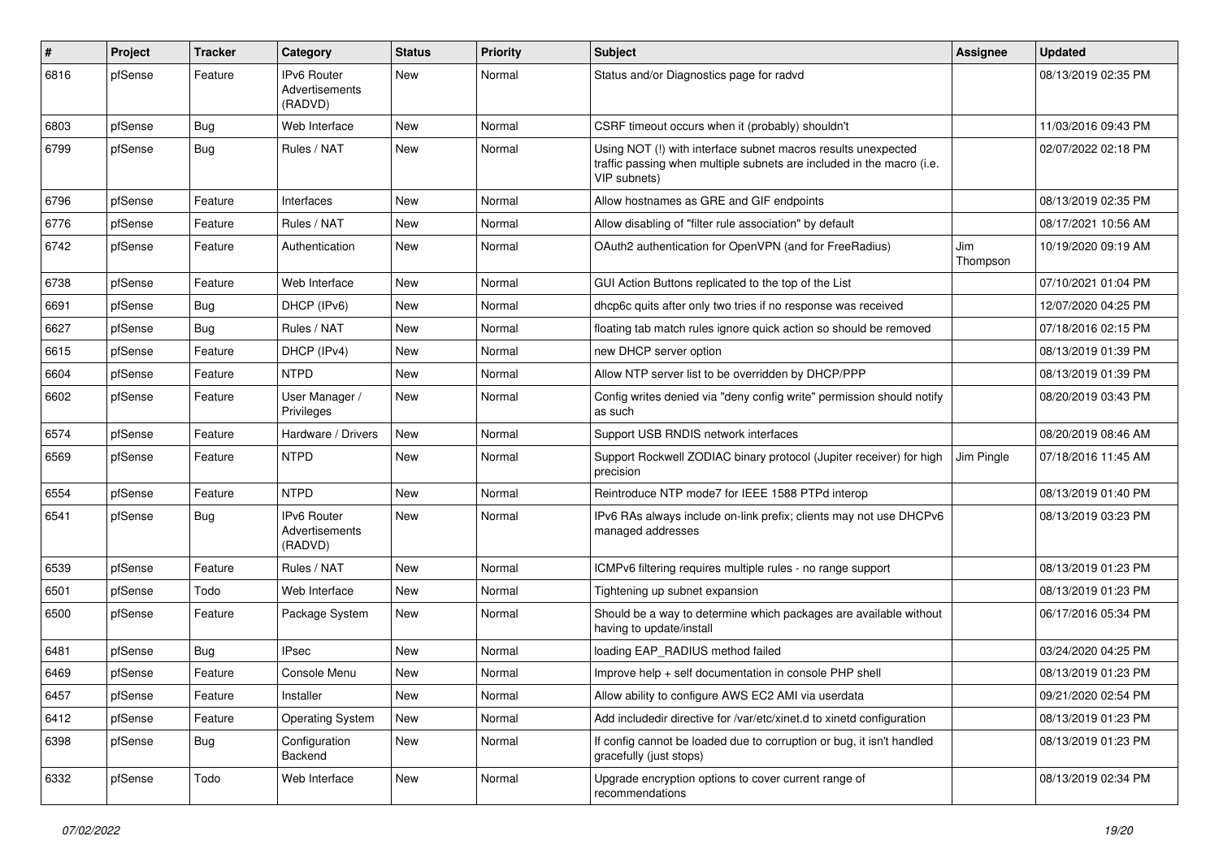| # | Project | Tracker | Category | Status | Priority | Subject | Assignee | Updated |
|---|---|---|---|---|---|---|---|---|
| 6816 | pfSense | Feature | IPv6 Router Advertisements (RADVD) | New | Normal | Status and/or Diagnostics page for radvd | | 08/13/2019 02:35 PM |
| 6803 | pfSense | Bug | Web Interface | New | Normal | CSRF timeout occurs when it (probably) shouldn't | | 11/03/2016 09:43 PM |
| 6799 | pfSense | Bug | Rules / NAT | New | Normal | Using NOT (!) with interface subnet macros results unexpected traffic passing when multiple subnets are included in the macro (i.e. VIP subnets) | | 02/07/2022 02:18 PM |
| 6796 | pfSense | Feature | Interfaces | New | Normal | Allow hostnames as GRE and GIF endpoints | | 08/13/2019 02:35 PM |
| 6776 | pfSense | Feature | Rules / NAT | New | Normal | Allow disabling of "filter rule association" by default | | 08/17/2021 10:56 AM |
| 6742 | pfSense | Feature | Authentication | New | Normal | OAuth2 authentication for OpenVPN (and for FreeRadius) | Jim Thompson | 10/19/2020 09:19 AM |
| 6738 | pfSense | Feature | Web Interface | New | Normal | GUI Action Buttons replicated to the top of the List | | 07/10/2021 01:04 PM |
| 6691 | pfSense | Bug | DHCP (IPv6) | New | Normal | dhcp6c quits after only two tries if no response was received | | 12/07/2020 04:25 PM |
| 6627 | pfSense | Bug | Rules / NAT | New | Normal | floating tab match rules ignore quick action so should be removed | | 07/18/2016 02:15 PM |
| 6615 | pfSense | Feature | DHCP (IPv4) | New | Normal | new DHCP server option | | 08/13/2019 01:39 PM |
| 6604 | pfSense | Feature | NTPD | New | Normal | Allow NTP server list to be overridden by DHCP/PPP | | 08/13/2019 01:39 PM |
| 6602 | pfSense | Feature | User Manager / Privileges | New | Normal | Config writes denied via "deny config write" permission should notify as such | | 08/20/2019 03:43 PM |
| 6574 | pfSense | Feature | Hardware / Drivers | New | Normal | Support USB RNDIS network interfaces | | 08/20/2019 08:46 AM |
| 6569 | pfSense | Feature | NTPD | New | Normal | Support Rockwell ZODIAC binary protocol (Jupiter receiver) for high precision | Jim Pingle | 07/18/2016 11:45 AM |
| 6554 | pfSense | Feature | NTPD | New | Normal | Reintroduce NTP mode7 for IEEE 1588 PTPd interop | | 08/13/2019 01:40 PM |
| 6541 | pfSense | Bug | IPv6 Router Advertisements (RADVD) | New | Normal | IPv6 RAs always include on-link prefix; clients may not use DHCPv6 managed addresses | | 08/13/2019 03:23 PM |
| 6539 | pfSense | Feature | Rules / NAT | New | Normal | ICMPv6 filtering requires multiple rules - no range support | | 08/13/2019 01:23 PM |
| 6501 | pfSense | Todo | Web Interface | New | Normal | Tightening up subnet expansion | | 08/13/2019 01:23 PM |
| 6500 | pfSense | Feature | Package System | New | Normal | Should be a way to determine which packages are available without having to update/install | | 06/17/2016 05:34 PM |
| 6481 | pfSense | Bug | IPsec | New | Normal | loading EAP_RADIUS method failed | | 03/24/2020 04:25 PM |
| 6469 | pfSense | Feature | Console Menu | New | Normal | Improve help + self documentation in console PHP shell | | 08/13/2019 01:23 PM |
| 6457 | pfSense | Feature | Installer | New | Normal | Allow ability to configure AWS EC2 AMI via userdata | | 09/21/2020 02:54 PM |
| 6412 | pfSense | Feature | Operating System | New | Normal | Add includedir directive for /var/etc/xinet.d to xinetd configuration | | 08/13/2019 01:23 PM |
| 6398 | pfSense | Bug | Configuration Backend | New | Normal | If config cannot be loaded due to corruption or bug, it isn't handled gracefully (just stops) | | 08/13/2019 01:23 PM |
| 6332 | pfSense | Todo | Web Interface | New | Normal | Upgrade encryption options to cover current range of recommendations | | 08/13/2019 02:34 PM |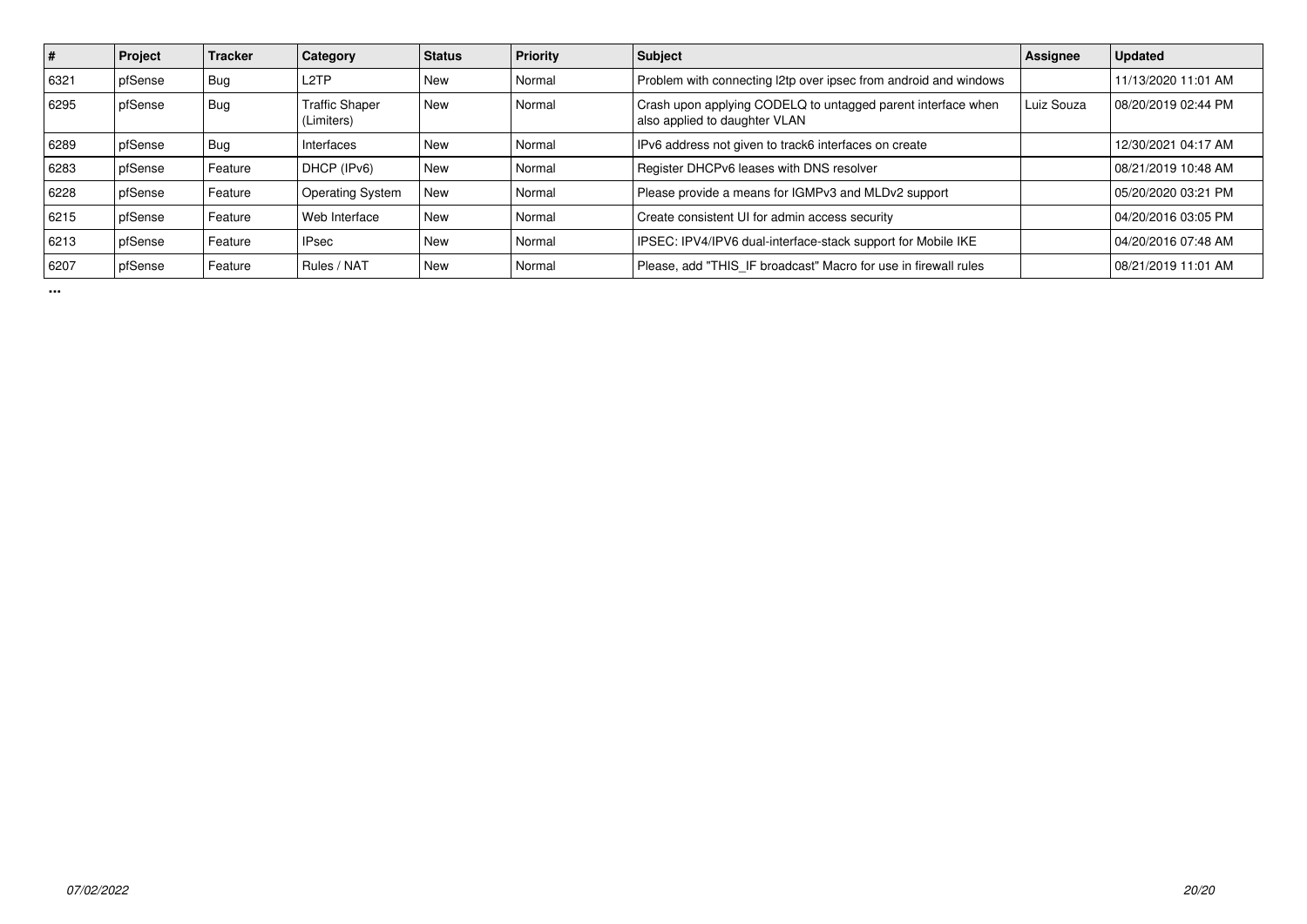| # | Project | Tracker | Category | Status | Priority | Subject | Assignee | Updated |
|---|---|---|---|---|---|---|---|---|
| 6321 | pfSense | Bug | L2TP | New | Normal | Problem with connecting l2tp over ipsec from android and windows | | 11/13/2020 11:01 AM |
| 6295 | pfSense | Bug | Traffic Shaper (Limiters) | New | Normal | Crash upon applying CODELQ to untagged parent interface when also applied to daughter VLAN | Luiz Souza | 08/20/2019 02:44 PM |
| 6289 | pfSense | Bug | Interfaces | New | Normal | IPv6 address not given to track6 interfaces on create | | 12/30/2021 04:17 AM |
| 6283 | pfSense | Feature | DHCP (IPv6) | New | Normal | Register DHCPv6 leases with DNS resolver | | 08/21/2019 10:48 AM |
| 6228 | pfSense | Feature | Operating System | New | Normal | Please provide a means for IGMPv3 and MLDv2 support | | 05/20/2020 03:21 PM |
| 6215 | pfSense | Feature | Web Interface | New | Normal | Create consistent UI for admin access security | | 04/20/2016 03:05 PM |
| 6213 | pfSense | Feature | IPsec | New | Normal | IPSEC: IPV4/IPV6 dual-interface-stack support for Mobile IKE | | 04/20/2016 07:48 AM |
| 6207 | pfSense | Feature | Rules / NAT | New | Normal | Please, add "THIS_IF broadcast" Macro for use in firewall rules | | 08/21/2019 11:01 AM |

...